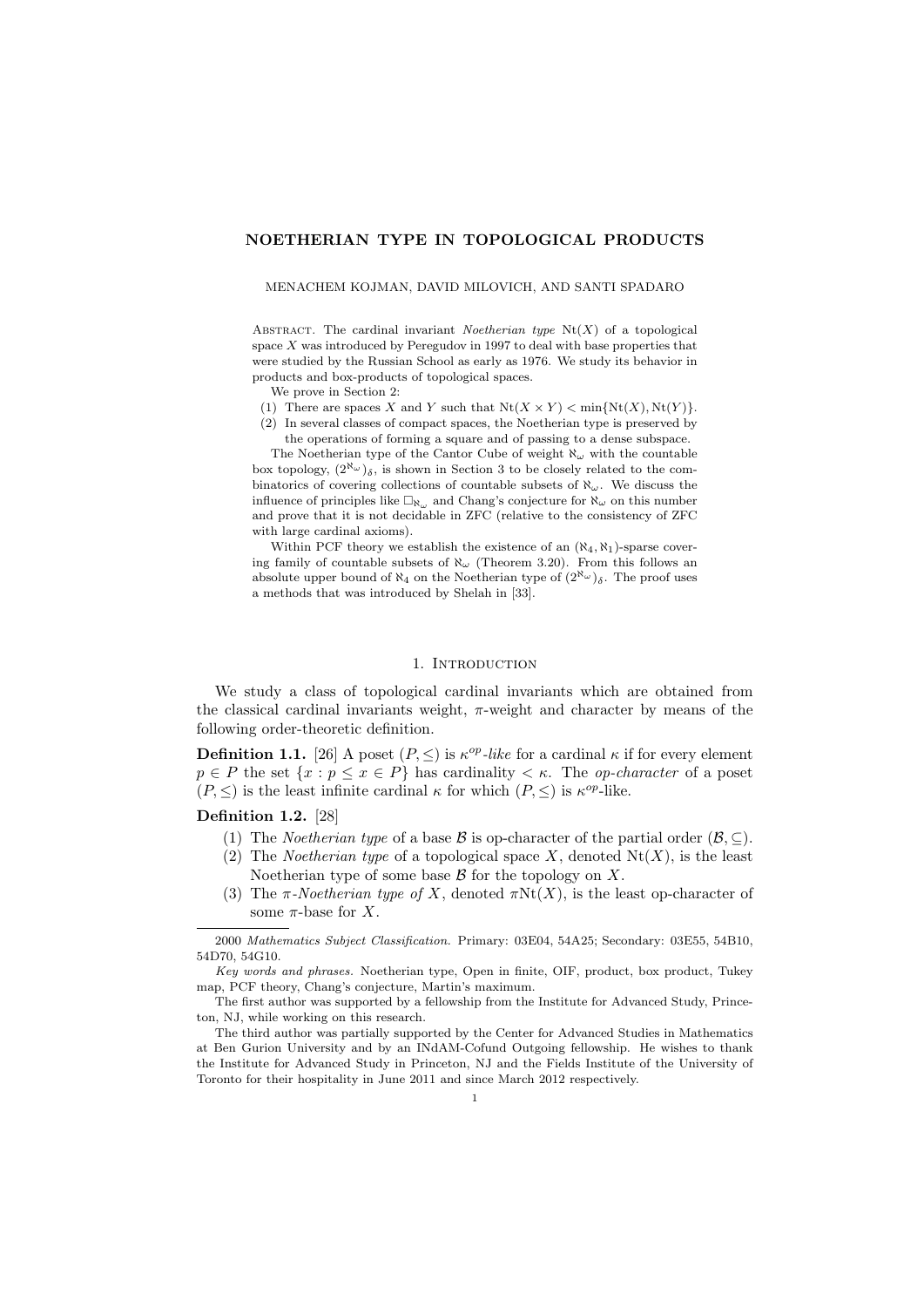# NOETHERIAN TYPE IN TOPOLOGICAL PRODUCTS

MENACHEM KOJMAN, DAVID MILOVICH, AND SANTI SPADARO

Abstract. The cardinal invariant *Noetherian type* $\mathrm{Nt}(X)$ of a topological space $X$ was introduced by Peregudov in 1997 to deal with base properties that were studied by the Russian School as early as 1976. We study its behavior in products and box-products of topological spaces.

We prove in Section 2:

1. There are spaces $X$ and $Y$ such that $\mathrm{Nt}(X \times Y) < \min\{\mathrm{Nt}(X), \mathrm{Nt}(Y)\}$.
2. In several classes of compact spaces, the Noetherian type is preserved by the operations of forming a square and of passing to a dense subspace.

The Noetherian type of the Cantor Cube of weight $\aleph_\omega$ with the countable box topology, $(2^{\aleph_\omega})_\delta$, is shown in Section 3 to be closely related to the combinatorics of covering collections of countable subsets of $\aleph_\omega$. We discuss the influence of principles like $\square_{\aleph_\omega}$ and Chang's conjecture for $\aleph_\omega$ on this number and prove that it is not decidable in ZFC (relative to the consistency of ZFC with large cardinal axioms).

Within PCF theory we establish the existence of an $(\aleph_4, \aleph_1)$-sparse covering family of countable subsets of $\aleph_\omega$ (Theorem 3.20). From this follows an absolute upper bound of $\aleph_4$ on the Noetherian type of $(2^{\aleph_\omega})_\delta$. The proof uses a methods that was introduced by Shelah in [33].

## 1. Introduction

We study a class of topological cardinal invariants which are obtained from the classical cardinal invariants weight, $\pi$-weight and character by means of the following order-theoretic definition.

**Definition 1.1.** [26] A poset $(P, \leq)$ is $\kappa^{op}$-*like* for a cardinal $\kappa$ if for every element $p \in P$ the set $\{x : p \leq x \in P\}$ has cardinality $< \kappa$. The *op-character* of a poset $(P, \leq)$ is the least infinite cardinal $\kappa$ for which $(P, \leq)$ is $\kappa^{op}$-like.

**Definition 1.2.** [28]

1. The *Noetherian type* of a base $\mathcal{B}$ is op-character of the partial order $(\mathcal{B}, \subseteq)$.
2. The *Noetherian type* of a topological space $X$, denoted $\mathrm{Nt}(X)$, is the least Noetherian type of some base $\mathcal{B}$ for the topology on $X$.
3. The $\pi$-*Noetherian type of* $X$, denoted $\pi\mathrm{Nt}(X)$, is the least op-character of some $\pi$-base for $X$.

---

2000 *Mathematics Subject Classification.* Primary: 03E04, 54A25; Secondary: 03E55, 54B10, 54D70, 54G10.

*Key words and phrases.* Noetherian type, Open in finite, OIF, product, box product, Tukey map, PCF theory, Chang's conjecture, Martin's maximum.

The first author was supported by a fellowship from the Institute for Advanced Study, Princeton, NJ, while working on this research.

The third author was partially supported by the Center for Advanced Studies in Mathematics at Ben Gurion University and by an INdAM-Cofund Outgoing fellowship. He wishes to thank the Institute for Advanced Study in Princeton, NJ and the Fields Institute of the University of Toronto for their hospitality in June 2011 and since March 2012 respectively.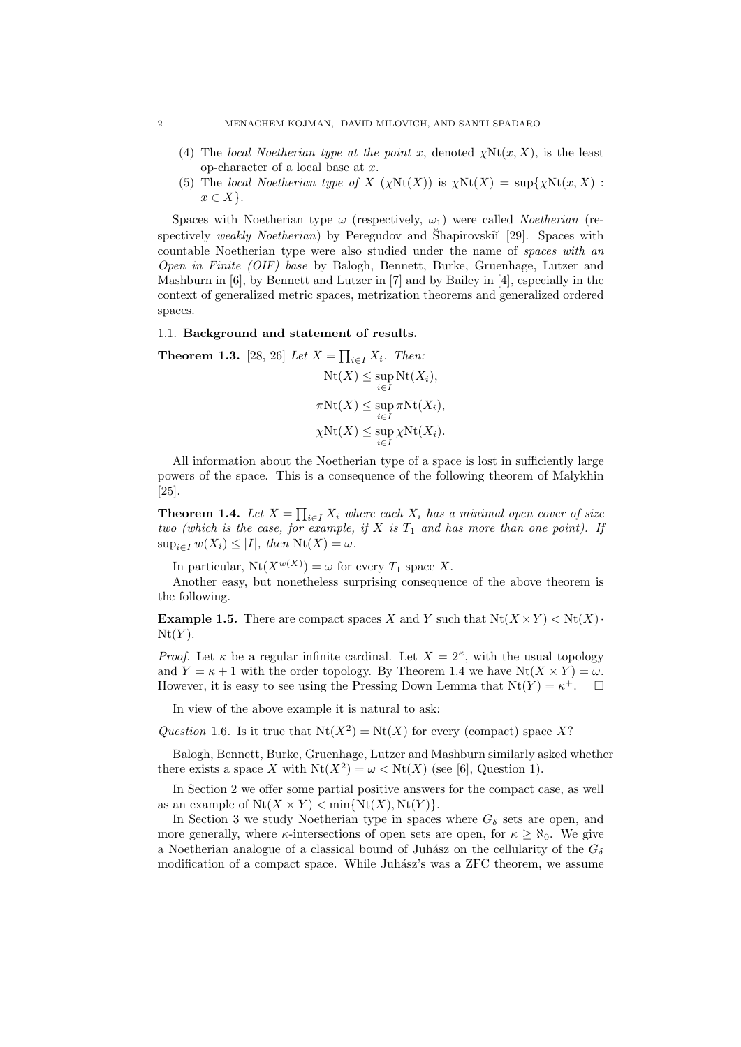(4) The *local Noetherian type at the point* $x$, denoted $\chi\mathrm{Nt}(x, X)$, is the least op-character of a local base at $x$.

(5) The *local Noetherian type of* $X$ ($\chi\mathrm{Nt}(X)$) is $\chi\mathrm{Nt}(X) = \sup\{\chi\mathrm{Nt}(x, X) : x \in X\}$.

Spaces with Noetherian type $\omega$ (respectively, $\omega_1$) were called *Noetherian* (respectively *weakly Noetherian*) by Peregudov and Šapirovskiĭ [29]. Spaces with countable Noetherian type were also studied under the name of *spaces with an Open in Finite (OIF) base* by Balogh, Bennett, Burke, Gruenhage, Lutzer and Mashburn in [6], by Bennett and Lutzer in [7] and by Bailey in [4], especially in the context of generalized metric spaces, metrization theorems and generalized ordered spaces.

### 1.1. Background and statement of results.

**Theorem 1.3.** [28, 26] *Let $X = \prod_{i\in I} X_i$. Then:*

$$\mathrm{Nt}(X) \leq \sup_{i\in I} \mathrm{Nt}(X_i),$$
$$\pi\mathrm{Nt}(X) \leq \sup_{i\in I} \pi\mathrm{Nt}(X_i),$$
$$\chi\mathrm{Nt}(X) \leq \sup_{i\in I} \chi\mathrm{Nt}(X_i).$$

All information about the Noetherian type of a space is lost in sufficiently large powers of the space. This is a consequence of the following theorem of Malykhin [25].

**Theorem 1.4.** *Let $X = \prod_{i\in I} X_i$ where each $X_i$ has a minimal open cover of size two (which is the case, for example, if $X$ is $T_1$ and has more than one point). If $\sup_{i\in I} w(X_i) \leq |I|$, then $\mathrm{Nt}(X) = \omega$.*

In particular, $\mathrm{Nt}(X^{w(X)}) = \omega$ for every $T_1$ space $X$.

Another easy, but nonetheless surprising consequence of the above theorem is the following.

**Example 1.5.** There are compact spaces $X$ and $Y$ such that $\mathrm{Nt}(X \times Y) < \mathrm{Nt}(X) \cdot \mathrm{Nt}(Y)$.

*Proof.* Let $\kappa$ be a regular infinite cardinal. Let $X = 2^\kappa$, with the usual topology and $Y = \kappa + 1$ with the order topology. By Theorem 1.4 we have $\mathrm{Nt}(X \times Y) = \omega$. However, it is easy to see using the Pressing Down Lemma that $\mathrm{Nt}(Y) = \kappa^+$. $\square$

In view of the above example it is natural to ask:

*Question* 1.6. Is it true that $\mathrm{Nt}(X^2) = \mathrm{Nt}(X)$ for every (compact) space $X$?

Balogh, Bennett, Burke, Gruenhage, Lutzer and Mashburn similarly asked whether there exists a space $X$ with $\mathrm{Nt}(X^2) = \omega < \mathrm{Nt}(X)$ (see [6], Question 1).

In Section 2 we offer some partial positive answers for the compact case, as well as an example of $\mathrm{Nt}(X \times Y) < \min\{\mathrm{Nt}(X), \mathrm{Nt}(Y)\}$.

In Section 3 we study Noetherian type in spaces where $G_\delta$ sets are open, and more generally, where $\kappa$-intersections of open sets are open, for $\kappa \geq \aleph_0$. We give a Noetherian analogue of a classical bound of Juhász on the cellularity of the $G_\delta$ modification of a compact space. While Juhász's was a ZFC theorem, we assume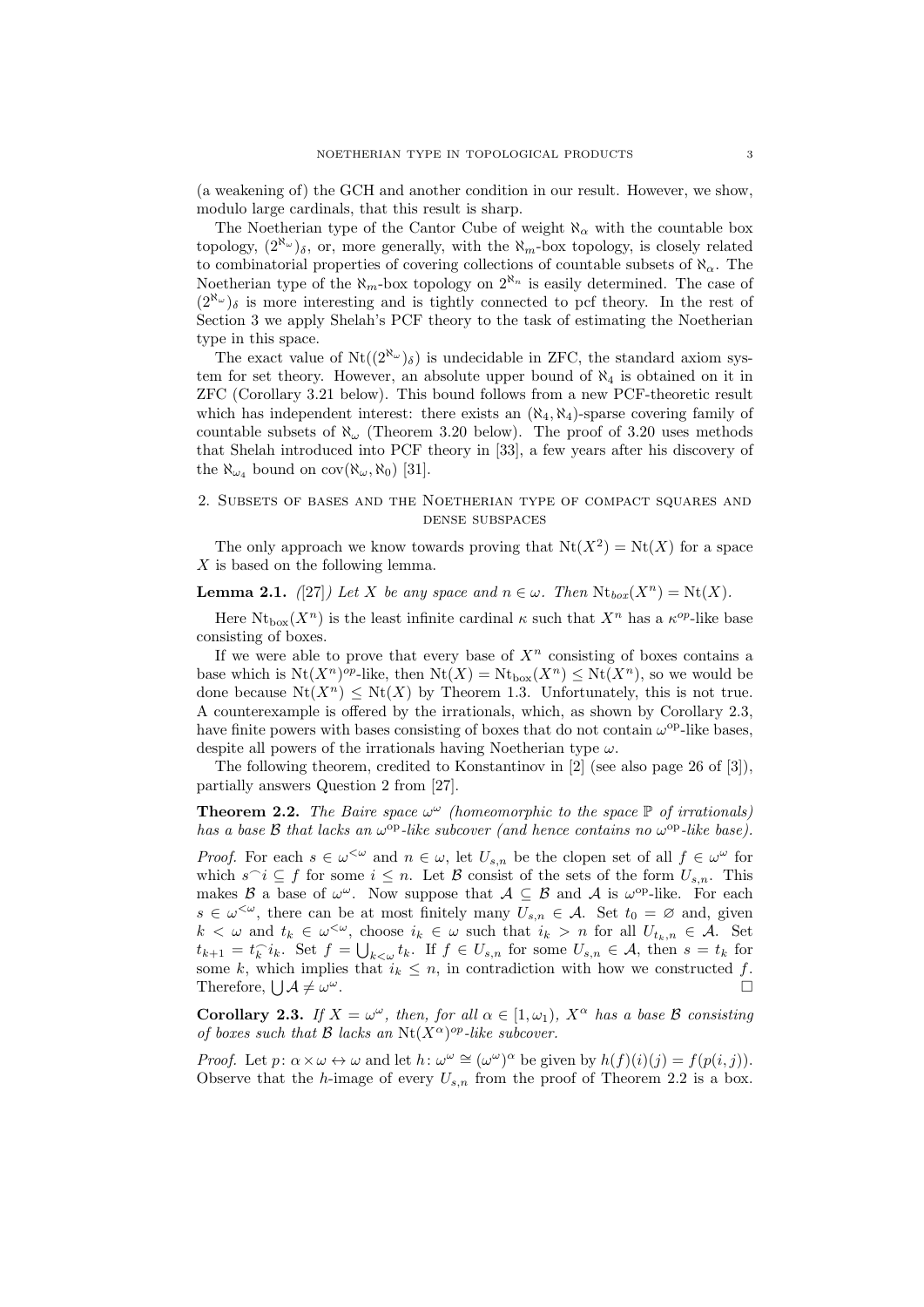(a weakening of) the GCH and another condition in our result. However, we show, modulo large cardinals, that this result is sharp.

The Noetherian type of the Cantor Cube of weight $\aleph_\alpha$ with the countable box topology, $(2^{\aleph_\omega})_\delta$, or, more generally, with the $\aleph_m$-box topology, is closely related to combinatorial properties of covering collections of countable subsets of $\aleph_\alpha$. The Noetherian type of the $\aleph_m$-box topology on $2^{\aleph_n}$ is easily determined. The case of $(2^{\aleph_\omega})_\delta$ is more interesting and is tightly connected to pcf theory. In the rest of Section 3 we apply Shelah's PCF theory to the task of estimating the Noetherian type in this space.

The exact value of $\mathrm{Nt}((2^{\aleph_\omega})_\delta)$ is undecidable in ZFC, the standard axiom system for set theory. However, an absolute upper bound of $\aleph_4$ is obtained on it in ZFC (Corollary 3.21 below). This bound follows from a new PCF-theoretic result which has independent interest: there exists an $(\aleph_4, \aleph_4)$-sparse covering family of countable subsets of $\aleph_\omega$ (Theorem 3.20 below). The proof of 3.20 uses methods that Shelah introduced into PCF theory in [33], a few years after his discovery of the $\aleph_{\omega_4}$ bound on $\mathrm{cov}(\aleph_\omega, \aleph_0)$ [31].

## 2. Subsets of bases and the Noetherian type of compact squares and dense subspaces

The only approach we know towards proving that $\mathrm{Nt}(X^2) = \mathrm{Nt}(X)$ for a space $X$ is based on the following lemma.

**Lemma 2.1.** *([27]) Let $X$ be any space and $n \in \omega$. Then $\mathrm{Nt}_{box}(X^n) = \mathrm{Nt}(X)$.*

Here $\mathrm{Nt}_{\mathrm{box}}(X^n)$ is the least infinite cardinal $\kappa$ such that $X^n$ has a $\kappa^{op}$-like base consisting of boxes.

If we were able to prove that every base of $X^n$ consisting of boxes contains a base which is $\mathrm{Nt}(X^n)^{op}$-like, then $\mathrm{Nt}(X) = \mathrm{Nt}_{\mathrm{box}}(X^n) \leq \mathrm{Nt}(X^n)$, so we would be done because $\mathrm{Nt}(X^n) \leq \mathrm{Nt}(X)$ by Theorem 1.3. Unfortunately, this is not true. A counterexample is offered by the irrationals, which, as shown by Corollary 2.3, have finite powers with bases consisting of boxes that do not contain $\omega^{\mathrm{op}}$-like bases, despite all powers of the irrationals having Noetherian type $\omega$.

The following theorem, credited to Konstantinov in [2] (see also page 26 of [3]), partially answers Question 2 from [27].

**Theorem 2.2.** *The Baire space $\omega^\omega$ (homeomorphic to the space $\mathbb{P}$ of irrationals) has a base $\mathcal{B}$ that lacks an $\omega^{\mathrm{op}}$-like subcover (and hence contains no $\omega^{\mathrm{op}}$-like base).*

*Proof.* For each $s \in \omega^{<\omega}$ and $n \in \omega$, let $U_{s,n}$ be the clopen set of all $f \in \omega^\omega$ for which $s^\frown i \subseteq f$ for some $i \leq n$. Let $\mathcal{B}$ consist of the sets of the form $U_{s,n}$. This makes $\mathcal{B}$ a base of $\omega^\omega$. Now suppose that $\mathcal{A} \subseteq \mathcal{B}$ and $\mathcal{A}$ is $\omega^{\mathrm{op}}$-like. For each $s \in \omega^{<\omega}$, there can be at most finitely many $U_{s,n} \in \mathcal{A}$. Set $t_0 = \varnothing$ and, given $k < \omega$ and $t_k \in \omega^{<\omega}$, choose $i_k \in \omega$ such that $i_k > n$ for all $U_{t_k,n} \in \mathcal{A}$. Set $t_{k+1} = t_k^\frown i_k$. Set $f = \bigcup_{k<\omega} t_k$. If $f \in U_{s,n}$ for some $U_{s,n} \in \mathcal{A}$, then $s = t_k$ for some $k$, which implies that $i_k \leq n$, in contradiction with how we constructed $f$. Therefore, $\bigcup \mathcal{A} \neq \omega^\omega$. $\square$

**Corollary 2.3.** *If $X = \omega^\omega$, then, for all $\alpha \in [1, \omega_1)$, $X^\alpha$ has a base $\mathcal{B}$ consisting of boxes such that $\mathcal{B}$ lacks an $\mathrm{Nt}(X^\alpha)^{op}$-like subcover.*

*Proof.* Let $p\colon \alpha \times \omega \leftrightarrow \omega$ and let $h\colon \omega^\omega \cong (\omega^\omega)^\alpha$ be given by $h(f)(i)(j) = f(p(i,j))$. Observe that the $h$-image of every $U_{s,n}$ from the proof of Theorem 2.2 is a box.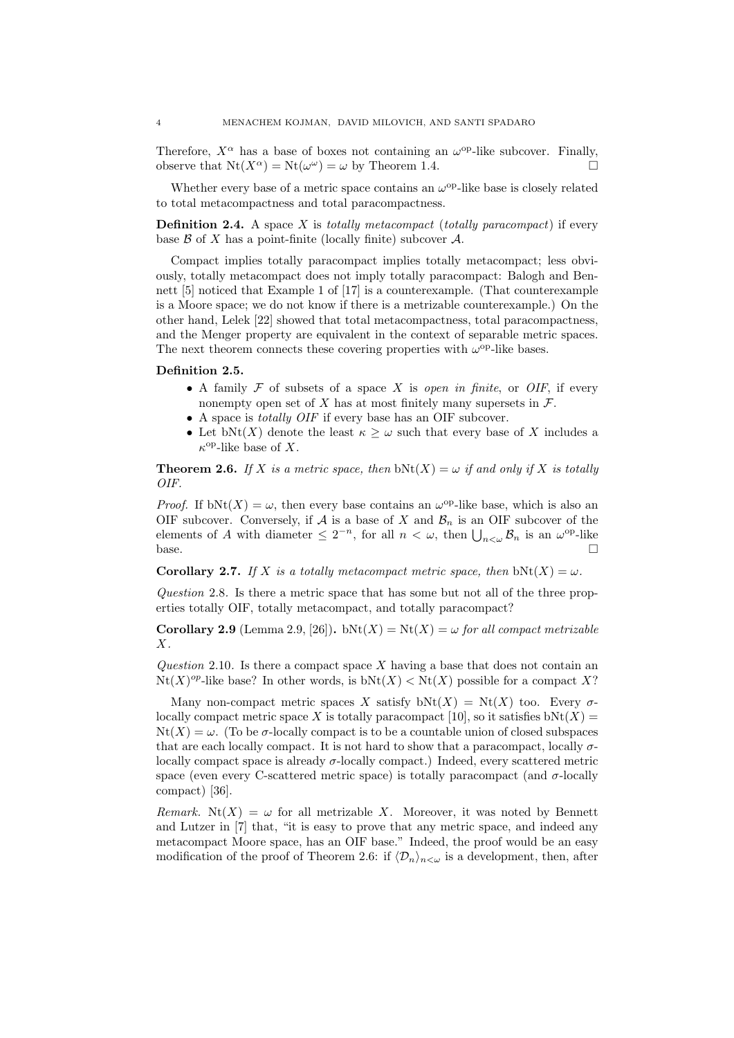Therefore, $X^\alpha$ has a base of boxes not containing an $\omega^{\mathrm{op}}$-like subcover. Finally, observe that $\mathrm{Nt}(X^\alpha) = \mathrm{Nt}(\omega^\omega) = \omega$ by Theorem 1.4. $\square$

Whether every base of a metric space contains an $\omega^{\mathrm{op}}$-like base is closely related to total metacompactness and total paracompactness.

**Definition 2.4.** A space $X$ is *totally metacompact* (*totally paracompact*) if every base $\mathcal{B}$ of $X$ has a point-finite (locally finite) subcover $\mathcal{A}$.

Compact implies totally paracompact implies totally metacompact; less obviously, totally metacompact does not imply totally paracompact: Balogh and Bennett [5] noticed that Example 1 of [17] is a counterexample. (That counterexample is a Moore space; we do not know if there is a metrizable counterexample.) On the other hand, Lelek [22] showed that total metacompactness, total paracompactness, and the Menger property are equivalent in the context of separable metric spaces. The next theorem connects these covering properties with $\omega^{\mathrm{op}}$-like bases.

**Definition 2.5.**

- A family $\mathcal{F}$ of subsets of a space $X$ is *open in finite*, or *OIF*, if every nonempty open set of $X$ has at most finitely many supersets in $\mathcal{F}$.
- A space is *totally OIF* if every base has an OIF subcover.
- Let $\mathrm{bNt}(X)$ denote the least $\kappa \geq \omega$ such that every base of $X$ includes a $\kappa^{\mathrm{op}}$-like base of $X$.

**Theorem 2.6.** *If $X$ is a metric space, then $\mathrm{bNt}(X) = \omega$ if and only if $X$ is totally OIF.*

*Proof.* If $\mathrm{bNt}(X) = \omega$, then every base contains an $\omega^{\mathrm{op}}$-like base, which is also an OIF subcover. Conversely, if $\mathcal{A}$ is a base of $X$ and $\mathcal{B}_n$ is an OIF subcover of the elements of $A$ with diameter $\leq 2^{-n}$, for all $n < \omega$, then $\bigcup_{n<\omega} \mathcal{B}_n$ is an $\omega^{\mathrm{op}}$-like base. $\square$

**Corollary 2.7.** *If $X$ is a totally metacompact metric space, then $\mathrm{bNt}(X) = \omega$.*

*Question* 2.8. Is there a metric space that has some but not all of the three properties totally OIF, totally metacompact, and totally paracompact?

**Corollary 2.9** (Lemma 2.9, [26])**.** *$\mathrm{bNt}(X) = \mathrm{Nt}(X) = \omega$ for all compact metrizable $X$.*

*Question* 2.10. Is there a compact space $X$ having a base that does not contain an $\mathrm{Nt}(X)^{op}$-like base? In other words, is $\mathrm{bNt}(X) < \mathrm{Nt}(X)$ possible for a compact $X$?

Many non-compact metric spaces $X$ satisfy $\mathrm{bNt}(X) = \mathrm{Nt}(X)$ too. Every $\sigma$-locally compact metric space $X$ is totally paracompact [10], so it satisfies $\mathrm{bNt}(X) = \mathrm{Nt}(X) = \omega$. (To be $\sigma$-locally compact is to be a countable union of closed subspaces that are each locally compact. It is not hard to show that a paracompact, locally $\sigma$-locally compact space is already $\sigma$-locally compact.) Indeed, every scattered metric space (even every C-scattered metric space) is totally paracompact (and $\sigma$-locally compact) [36].

*Remark.* $\mathrm{Nt}(X) = \omega$ for all metrizable $X$. Moreover, it was noted by Bennett and Lutzer in [7] that, "it is easy to prove that any metric space, and indeed any metacompact Moore space, has an OIF base." Indeed, the proof would be an easy modification of the proof of Theorem 2.6: if $\langle \mathcal{D}_n \rangle_{n<\omega}$ is a development, then, after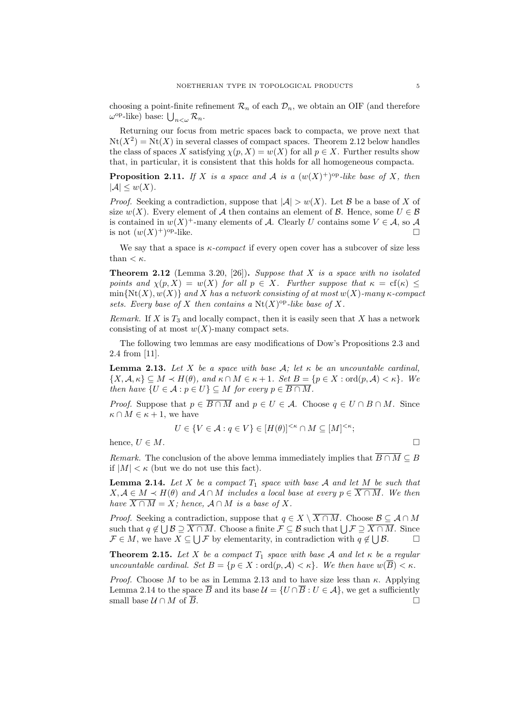choosing a point-finite refinement $\mathcal{R}_n$ of each $\mathcal{D}_n$, we obtain an OIF (and therefore $\omega^{\mathrm{op}}$-like) base: $\bigcup_{n<\omega} \mathcal{R}_n$.

Returning our focus from metric spaces back to compacta, we prove next that $\mathrm{Nt}(X^2) = \mathrm{Nt}(X)$ in several classes of compact spaces. Theorem 2.12 below handles the class of spaces $X$ satisfying $\chi(p, X) = w(X)$ for all $p \in X$. Further results show that, in particular, it is consistent that this holds for all homogeneous compacta.

**Proposition 2.11.** *If $X$ is a space and $\mathcal{A}$ is a $(w(X)^+)^{\mathrm{op}}$-like base of $X$, then $|\mathcal{A}| \le w(X)$.*

*Proof.* Seeking a contradiction, suppose that $|\mathcal{A}| > w(X)$. Let $\mathcal{B}$ be a base of $X$ of size $w(X)$. Every element of $\mathcal{A}$ then contains an element of $\mathcal{B}$. Hence, some $U \in \mathcal{B}$ is contained in $w(X)^+$-many elements of $\mathcal{A}$. Clearly $U$ contains some $V \in \mathcal{A}$, so $\mathcal{A}$ is not $(w(X)^+)^{\mathrm{op}}$-like. □

We say that a space is *$\kappa$-compact* if every open cover has a subcover of size less than $< \kappa$.

**Theorem 2.12** (Lemma 3.20, [26])**.** *Suppose that $X$ is a space with no isolated points and $\chi(p, X) = w(X)$ for all $p \in X$. Further suppose that $\kappa = \mathrm{cf}(\kappa) \le \min\{\mathrm{Nt}(X), w(X)\}$ and $X$ has a network consisting of at most $w(X)$-many $\kappa$-compact sets. Every base of $X$ then contains a $\mathrm{Nt}(X)^{\mathrm{op}}$-like base of $X$.*

*Remark.* If $X$ is $T_3$ and locally compact, then it is easily seen that $X$ has a network consisting of at most $w(X)$-many compact sets.

The following two lemmas are easy modifications of Dow's Propositions 2.3 and 2.4 from [11].

**Lemma 2.13.** *Let $X$ be a space with base $\mathcal{A}$; let $\kappa$ be an uncountable cardinal, $\{X, \mathcal{A}, \kappa\} \subseteq M \prec H(\theta)$, and $\kappa \cap M \in \kappa + 1$. Set $B = \{p \in X : \mathrm{ord}(p, \mathcal{A}) < \kappa\}$. We then have $\{U \in \mathcal{A} : p \in U\} \subseteq M$ for every $p \in \overline{B \cap M}$.*

*Proof.* Suppose that $p \in \overline{B \cap M}$ and $p \in U \in \mathcal{A}$. Choose $q \in U \cap B \cap M$. Since $\kappa \cap M \in \kappa + 1$, we have

$$U \in \{V \in \mathcal{A} : q \in V\} \in [H(\theta)]^{<\kappa} \cap M \subseteq [M]^{<\kappa};$$

hence, $U \in M$. □

*Remark.* The conclusion of the above lemma immediately implies that $\overline{B \cap M} \subseteq B$ if $|M| < \kappa$ (but we do not use this fact).

**Lemma 2.14.** *Let $X$ be a compact $T_1$ space with base $\mathcal{A}$ and let $M$ be such that $X, \mathcal{A} \in M \prec H(\theta)$ and $\mathcal{A} \cap M$ includes a local base at every $p \in \overline{X \cap M}$. We then have $\overline{X \cap M} = X$; hence, $\mathcal{A} \cap M$ is a base of $X$.*

*Proof.* Seeking a contradiction, suppose that $q \in X \setminus \overline{X \cap M}$. Choose $\mathcal{B} \subseteq \mathcal{A} \cap M$ such that $q \notin \bigcup \mathcal{B} \supseteq \overline{X \cap M}$. Choose a finite $\mathcal{F} \subseteq \mathcal{B}$ such that $\bigcup \mathcal{F} \supseteq \overline{X \cap M}$. Since $\mathcal{F} \in M$, we have $X \subseteq \bigcup \mathcal{F}$ by elementarity, in contradiction with $q \notin \bigcup \mathcal{B}$. □

**Theorem 2.15.** *Let $X$ be a compact $T_1$ space with base $\mathcal{A}$ and let $\kappa$ be a regular uncountable cardinal. Set $B = \{p \in X : \mathrm{ord}(p, \mathcal{A}) < \kappa\}$. We then have $w(\overline{B}) < \kappa$.*

*Proof.* Choose $M$ to be as in Lemma 2.13 and to have size less than $\kappa$. Applying Lemma 2.14 to the space $\overline{B}$ and its base $\mathcal{U} = \{U \cap \overline{B} : U \in \mathcal{A}\}$, we get a sufficiently small base $\mathcal{U} \cap M$ of $\overline{B}$. □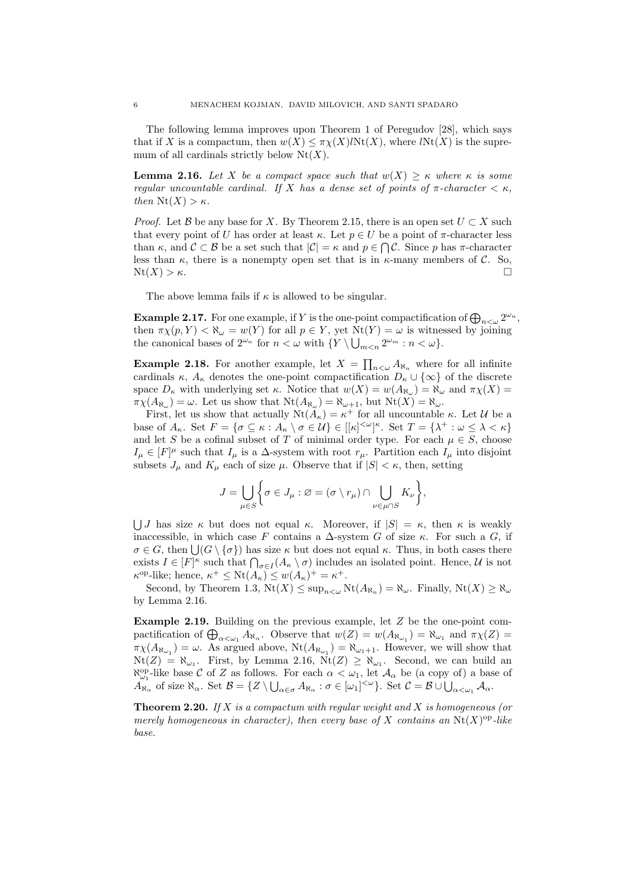The following lemma improves upon Theorem 1 of Peregudov [28], which says that if $X$ is a compactum, then $w(X) \leq \pi\chi(X) l\mathrm{Nt}(X)$, where $l\mathrm{Nt}(X)$ is the supremum of all cardinals strictly below $\mathrm{Nt}(X)$.

**Lemma 2.16.** *Let $X$ be a compact space such that $w(X) \geq \kappa$ where $\kappa$ is some regular uncountable cardinal. If $X$ has a dense set of points of $\pi$-character $< \kappa$, then $\mathrm{Nt}(X) > \kappa$.*

*Proof.* Let $\mathcal{B}$ be any base for $X$. By Theorem 2.15, there is an open set $U \subset X$ such that every point of $U$ has order at least $\kappa$. Let $p \in U$ be a point of $\pi$-character less than $\kappa$, and $\mathcal{C} \subset \mathcal{B}$ be a set such that $|\mathcal{C}| = \kappa$ and $p \in \bigcap \mathcal{C}$. Since $p$ has $\pi$-character less than $\kappa$, there is a nonempty open set that is in $\kappa$-many members of $\mathcal{C}$. So, $\mathrm{Nt}(X) > \kappa$. $\square$

The above lemma fails if $\kappa$ is allowed to be singular.

**Example 2.17.** For one example, if $Y$ is the one-point compactification of $\bigoplus_{n<\omega} 2^{\omega_n}$, then $\pi\chi(p, Y) < \aleph_\omega = w(Y)$ for all $p \in Y$, yet $\mathrm{Nt}(Y) = \omega$ is witnessed by joining the canonical bases of $2^{\omega_n}$ for $n < \omega$ with $\{Y \setminus \bigcup_{m<n} 2^{\omega_m} : n < \omega\}$.

**Example 2.18.** For another example, let $X = \prod_{n<\omega} A_{\aleph_n}$ where for all infinite cardinals $\kappa$, $A_\kappa$ denotes the one-point compactification $D_\kappa \cup \{\infty\}$ of the discrete space $D_\kappa$ with underlying set $\kappa$. Notice that $w(X) = w(A_{\aleph_\omega}) = \aleph_\omega$ and $\pi\chi(X) = \pi\chi(A_{\aleph_\omega}) = \omega$. Let us show that $\mathrm{Nt}(A_{\aleph_\omega}) = \aleph_{\omega+1}$, but $\mathrm{Nt}(X) = \aleph_\omega$.

First, let us show that actually $\mathrm{Nt}(A_\kappa) = \kappa^+$ for all uncountable $\kappa$. Let $\mathcal{U}$ be a base of $A_\kappa$. Set $F = \{\sigma \subseteq \kappa : A_\kappa \setminus \sigma \in \mathcal{U}\} \in [[\kappa]^{<\omega}]^\kappa$. Set $T = \{\lambda^+ : \omega \leq \lambda < \kappa\}$ and let $S$ be a cofinal subset of $T$ of minimal order type. For each $\mu \in S$, choose $I_\mu \in [F]^\mu$ such that $I_\mu$ is a $\Delta$-system with root $r_\mu$. Partition each $I_\mu$ into disjoint subsets $J_\mu$ and $K_\mu$ each of size $\mu$. Observe that if $|S| < \kappa$, then, setting

$$J = \bigcup_{\mu \in S} \left\{ \sigma \in J_\mu : \varnothing = (\sigma \setminus r_\mu) \cap \bigcup_{\nu \in \mu \cap S} K_\nu \right\},$$

$\bigcup J$ has size $\kappa$ but does not equal $\kappa$. Moreover, if $|S| = \kappa$, then $\kappa$ is weakly inaccessible, in which case $F$ contains a $\Delta$-system $G$ of size $\kappa$. For such a $G$, if $\sigma \in G$, then $\bigcup(G \setminus \{\sigma\})$ has size $\kappa$ but does not equal $\kappa$. Thus, in both cases there exists $I \in [F]^\kappa$ such that $\bigcap_{\sigma \in I}(A_\kappa \setminus \sigma)$ includes an isolated point. Hence, $\mathcal{U}$ is not $\kappa^{\mathrm{op}}$-like; hence, $\kappa^+ \leq \mathrm{Nt}(A_\kappa) \leq w(A_\kappa)^+ = \kappa^+$.

Second, by Theorem 1.3, $\mathrm{Nt}(X) \leq \sup_{n<\omega} \mathrm{Nt}(A_{\aleph_n}) = \aleph_\omega$. Finally, $\mathrm{Nt}(X) \geq \aleph_\omega$ by Lemma 2.16.

**Example 2.19.** Building on the previous example, let $Z$ be the one-point compactification of $\bigoplus_{\alpha<\omega_1} A_{\aleph_\alpha}$. Observe that $w(Z) = w(A_{\aleph_{\omega_1}}) = \aleph_{\omega_1}$ and $\pi\chi(Z) = \pi\chi(A_{\aleph_{\omega_1}}) = \omega$. As argued above, $\mathrm{Nt}(A_{\aleph_{\omega_1}}) = \aleph_{\omega_1+1}$. However, we will show that $\mathrm{Nt}(Z) = \aleph_{\omega_1}$. First, by Lemma 2.16, $\mathrm{Nt}(Z) \geq \aleph_{\omega_1}$. Second, we can build an $\aleph_{\omega_1}^{\mathrm{op}}$-like base $\mathcal{C}$ of $Z$ as follows. For each $\alpha < \omega_1$, let $\mathcal{A}_\alpha$ be (a copy of) a base of $A_{\aleph_\alpha}$ of size $\aleph_\alpha$. Set $\mathcal{B} = \{Z \setminus \bigcup_{\alpha \in \sigma} A_{\aleph_\alpha} : \sigma \in [\omega_1]^{<\omega}\}$. Set $\mathcal{C} = \mathcal{B} \cup \bigcup_{\alpha<\omega_1} \mathcal{A}_\alpha$.

**Theorem 2.20.** *If $X$ is a compactum with regular weight and $X$ is homogeneous (or merely homogeneous in character), then every base of $X$ contains an $\mathrm{Nt}(X)^{\mathrm{op}}$-like base.*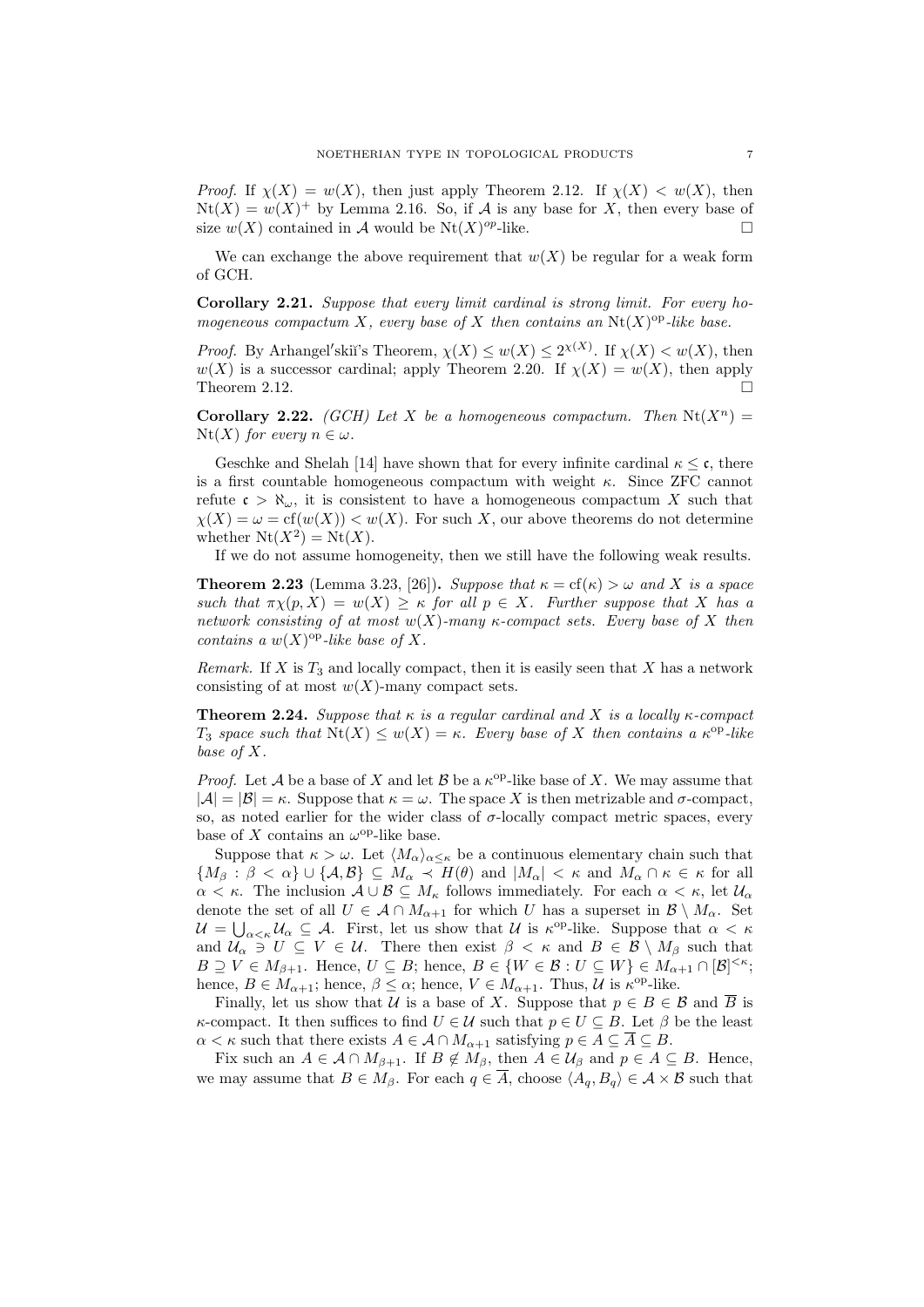*Proof.* If $\chi(X) = w(X)$, then just apply Theorem 2.12. If $\chi(X) < w(X)$, then $\mathrm{Nt}(X) = w(X)^+$ by Lemma 2.16. So, if $\mathcal{A}$ is any base for $X$, then every base of size $w(X)$ contained in $\mathcal{A}$ would be $\mathrm{Nt}(X)^{op}$-like. □

We can exchange the above requirement that $w(X)$ be regular for a weak form of GCH.

**Corollary 2.21.** *Suppose that every limit cardinal is strong limit. For every homogeneous compactum $X$, every base of $X$ then contains an $\mathrm{Nt}(X)^{\mathrm{op}}$-like base.*

*Proof.* By Arhangel′skiĭ's Theorem, $\chi(X) \le w(X) \le 2^{\chi(X)}$. If $\chi(X) < w(X)$, then $w(X)$ is a successor cardinal; apply Theorem 2.20. If $\chi(X) = w(X)$, then apply Theorem 2.12. □

**Corollary 2.22.** *(GCH) Let $X$ be a homogeneous compactum. Then $\mathrm{Nt}(X^n) = \mathrm{Nt}(X)$ for every $n \in \omega$.*

Geschke and Shelah [14] have shown that for every infinite cardinal $\kappa \le \mathfrak{c}$, there is a first countable homogeneous compactum with weight $\kappa$. Since ZFC cannot refute $\mathfrak{c} > \aleph_\omega$, it is consistent to have a homogeneous compactum $X$ such that $\chi(X) = \omega = \mathrm{cf}(w(X)) < w(X)$. For such $X$, our above theorems do not determine whether $\mathrm{Nt}(X^2) = \mathrm{Nt}(X)$.

If we do not assume homogeneity, then we still have the following weak results.

**Theorem 2.23** (Lemma 3.23, [26])**.** *Suppose that $\kappa = \mathrm{cf}(\kappa) > \omega$ and $X$ is a space such that $\pi\chi(p, X) = w(X) \ge \kappa$ for all $p \in X$. Further suppose that $X$ has a network consisting of at most $w(X)$-many $\kappa$-compact sets. Every base of $X$ then contains a $w(X)^{\mathrm{op}}$-like base of $X$.*

*Remark.* If $X$ is $T_3$ and locally compact, then it is easily seen that $X$ has a network consisting of at most $w(X)$-many compact sets.

**Theorem 2.24.** *Suppose that $\kappa$ is a regular cardinal and $X$ is a locally $\kappa$-compact $T_3$ space such that $\mathrm{Nt}(X) \le w(X) = \kappa$. Every base of $X$ then contains a $\kappa^{\mathrm{op}}$-like base of $X$.*

*Proof.* Let $\mathcal{A}$ be a base of $X$ and let $\mathcal{B}$ be a $\kappa^{\mathrm{op}}$-like base of $X$. We may assume that $|\mathcal{A}| = |\mathcal{B}| = \kappa$. Suppose that $\kappa = \omega$. The space $X$ is then metrizable and $\sigma$-compact, so, as noted earlier for the wider class of $\sigma$-locally compact metric spaces, every base of $X$ contains an $\omega^{\mathrm{op}}$-like base.

Suppose that $\kappa > \omega$. Let $\langle M_\alpha \rangle_{\alpha \le \kappa}$ be a continuous elementary chain such that $\{M_\beta : \beta < \alpha\} \cup \{\mathcal{A}, \mathcal{B}\} \subseteq M_\alpha \prec H(\theta)$ and $|M_\alpha| < \kappa$ and $M_\alpha \cap \kappa \in \kappa$ for all $\alpha < \kappa$. The inclusion $\mathcal{A} \cup \mathcal{B} \subseteq M_\kappa$ follows immediately. For each $\alpha < \kappa$, let $\mathcal{U}_\alpha$ denote the set of all $U \in \mathcal{A} \cap M_{\alpha+1}$ for which $U$ has a superset in $\mathcal{B} \setminus M_\alpha$. Set $\mathcal{U} = \bigcup_{\alpha<\kappa} \mathcal{U}_\alpha \subseteq \mathcal{A}$. First, let us show that $\mathcal{U}$ is $\kappa^{\mathrm{op}}$-like. Suppose that $\alpha < \kappa$ and $\mathcal{U}_\alpha \ni U \subseteq V \in \mathcal{U}$. There then exist $\beta < \kappa$ and $B \in \mathcal{B} \setminus M_\beta$ such that $B \supseteq V \in M_{\beta+1}$. Hence, $U \subseteq B$; hence, $B \in \{W \in \mathcal{B} : U \subseteq W\} \in M_{\alpha+1} \cap [\mathcal{B}]^{<\kappa}$; hence, $B \in M_{\alpha+1}$; hence, $\beta \le \alpha$; hence, $V \in M_{\alpha+1}$. Thus, $\mathcal{U}$ is $\kappa^{\mathrm{op}}$-like.

Finally, let us show that $\mathcal{U}$ is a base of $X$. Suppose that $p \in B \in \mathcal{B}$ and $\overline{B}$ is $\kappa$-compact. It then suffices to find $U \in \mathcal{U}$ such that $p \in U \subseteq B$. Let $\beta$ be the least $\alpha < \kappa$ such that there exists $A \in \mathcal{A} \cap M_{\alpha+1}$ satisfying $p \in A \subseteq \overline{A} \subseteq B$.

Fix such an $A \in \mathcal{A} \cap M_{\beta+1}$. If $B \notin M_\beta$, then $A \in \mathcal{U}_\beta$ and $p \in A \subseteq B$. Hence, we may assume that $B \in M_\beta$. For each $q \in \overline{A}$, choose $\langle A_q, B_q \rangle \in \mathcal{A} \times \mathcal{B}$ such that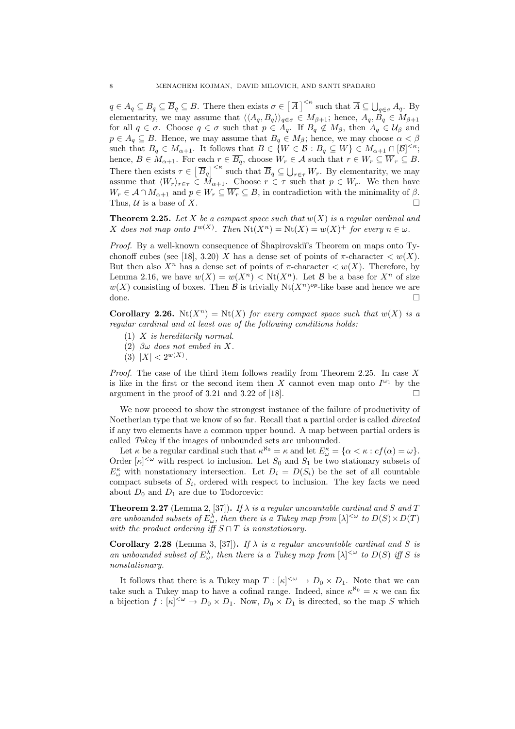$q \in A_q \subseteq B_q \subseteq \overline{B}_q \subseteq B$. There then exists $\sigma \in \left[\overline{A}\right]^{<\kappa}$ such that $\overline{A} \subseteq \bigcup_{q\in\sigma} A_q$. By elementarity, we may assume that $\langle\langle A_q, B_q\rangle\rangle_{q\in\sigma} \in M_{\beta+1}$; hence, $A_q, B_q \in M_{\beta+1}$ for all $q \in \sigma$. Choose $q \in \sigma$ such that $p \in A_q$. If $B_q \notin M_\beta$, then $A_q \in \mathcal{U}_\beta$ and $p \in A_q \subseteq B$. Hence, we may assume that $B_q \in M_\beta$; hence, we may choose $\alpha < \beta$ such that $B_q \in M_{\alpha+1}$. It follows that $B \in \{W \in \mathcal{B} : B_q \subseteq W\} \in M_{\alpha+1} \cap [\mathcal{B}]^{<\kappa}$; hence, $B \in M_{\alpha+1}$. For each $r \in \overline{B_q}$, choose $W_r \in \mathcal{A}$ such that $r \in W_r \subseteq \overline{W}_r \subseteq B$. There then exists $\tau \in \left[\overline{B}_q\right]^{<\kappa}$ such that $\overline{B}_q \subseteq \bigcup_{r\in\tau} W_r$. By elementarity, we may assume that $\langle W_r\rangle_{r\in\tau} \in M_{\alpha+1}$. Choose $r \in \tau$ such that $p \in W_r$. We then have $W_r \in \mathcal{A} \cap M_{\alpha+1}$ and $p \in W_r \subseteq \overline{W_r} \subseteq B$, in contradiction with the minimality of $\beta$. Thus, $\mathcal{U}$ is a base of $X$. $\square$

**Theorem 2.25.** *Let $X$ be a compact space such that $w(X)$ is a regular cardinal and $X$ does not map onto $I^{w(X)}$. Then $\mathrm{Nt}(X^n) = \mathrm{Nt}(X) = w(X)^+$ for every $n \in \omega$.*

*Proof.* By a well-known consequence of Šhapirovskiĭ's Theorem on maps onto Tychonoff cubes (see [18], 3.20) $X$ has a dense set of points of $\pi$-character $< w(X)$. But then also $X^n$ has a dense set of points of $\pi$-character $< w(X)$. Therefore, by Lemma 2.16, we have $w(X) = w(X^n) < \mathrm{Nt}(X^n)$. Let $\mathcal{B}$ be a base for $X^n$ of size $w(X)$ consisting of boxes. Then $\mathcal{B}$ is trivially $\mathrm{Nt}(X^n)^{op}$-like base and hence we are done. $\square$

**Corollary 2.26.** *$\mathrm{Nt}(X^n) = \mathrm{Nt}(X)$ for every compact space such that $w(X)$ is a regular cardinal and at least one of the following conditions holds:*

1. *$X$ is hereditarily normal.*
2. *$\beta\omega$ does not embed in $X$.*
3. *$|X| < 2^{w(X)}$.*

*Proof.* The case of the third item follows readily from Theorem 2.25. In case $X$ is like in the first or the second item then $X$ cannot even map onto $I^{\omega_1}$ by the argument in the proof of 3.21 and 3.22 of [18]. $\square$

We now proceed to show the strongest instance of the failure of productivity of Noetherian type that we know of so far. Recall that a partial order is called *directed* if any two elements have a common upper bound. A map between partial orders is called *Tukey* if the images of unbounded sets are unbounded.

Let $\kappa$ be a regular cardinal such that $\kappa^{\aleph_0} = \kappa$ and let $E^\kappa_\omega = \{\alpha < \kappa : cf(\alpha) = \omega\}$. Order $[\kappa]^{<\omega}$ with respect to inclusion. Let $S_0$ and $S_1$ be two stationary subsets of $E^\kappa_\omega$ with nonstationary intersection. Let $D_i = D(S_i)$ be the set of all countable compact subsets of $S_i$, ordered with respect to inclusion. The key facts we need about $D_0$ and $D_1$ are due to Todorcevic:

**Theorem 2.27** (Lemma 2, [37])**.** *If $\lambda$ is a regular uncountable cardinal and $S$ and $T$ are unbounded subsets of $E^\lambda_\omega$, then there is a Tukey map from $[\lambda]^{<\omega}$ to $D(S)\times D(T)$ with the product ordering iff $S \cap T$ is nonstationary.*

**Corollary 2.28** (Lemma 3, [37])**.** *If $\lambda$ is a regular uncountable cardinal and $S$ is an unbounded subset of $E^\lambda_\omega$, then there is a Tukey map from $[\lambda]^{<\omega}$ to $D(S)$ iff $S$ is nonstationary.*

It follows that there is a Tukey map $T : [\kappa]^{<\omega} \to D_0 \times D_1$. Note that we can take such a Tukey map to have a cofinal range. Indeed, since $\kappa^{\aleph_0} = \kappa$ we can fix a bijection $f : [\kappa]^{<\omega} \to D_0 \times D_1$. Now, $D_0 \times D_1$ is directed, so the map $S$ which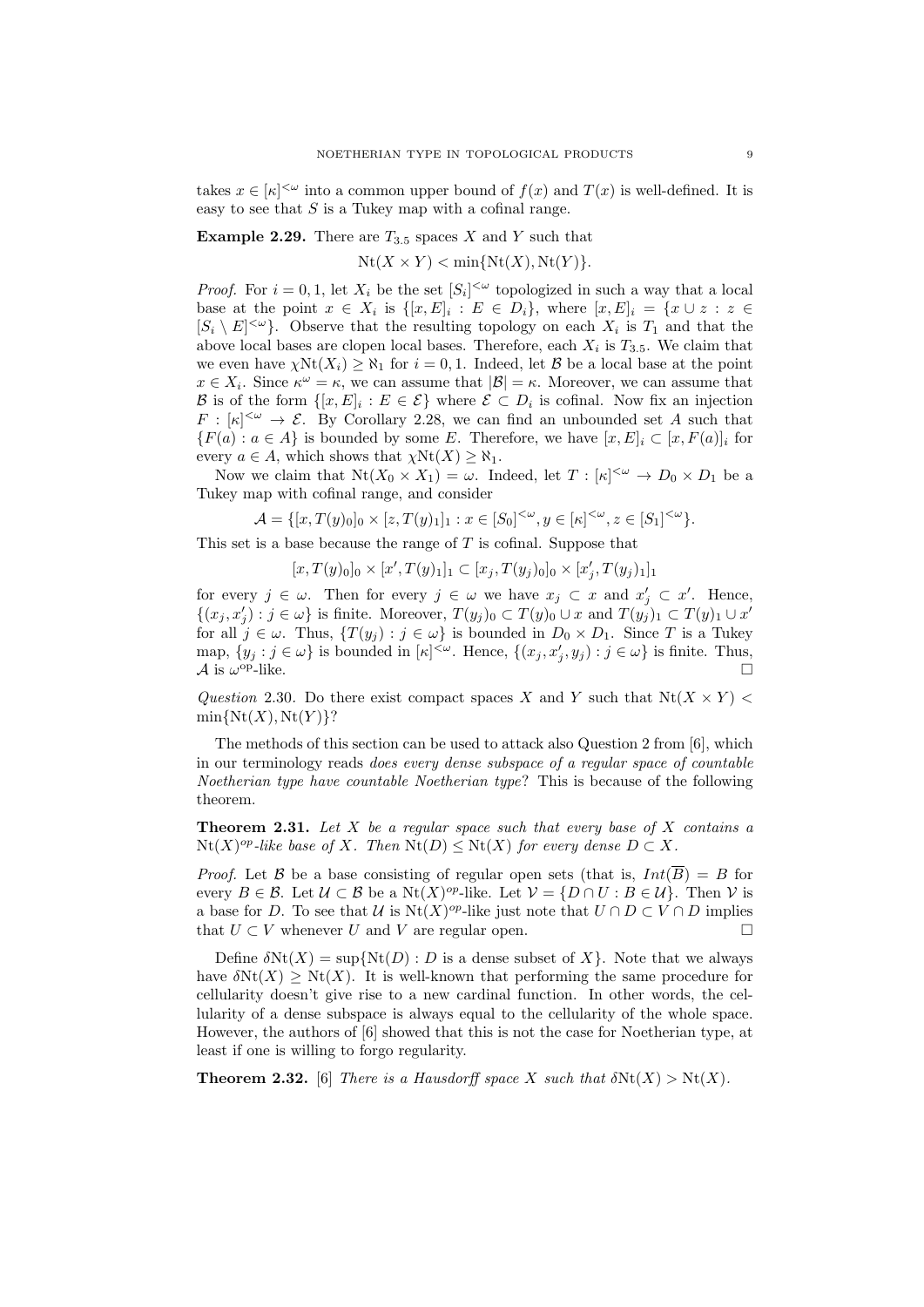takes $x \in [\kappa]^{<\omega}$ into a common upper bound of $f(x)$ and $T(x)$ is well-defined. It is easy to see that $S$ is a Tukey map with a cofinal range.

**Example 2.29.** There are $T_{3.5}$ spaces $X$ and $Y$ such that

$$\mathrm{Nt}(X \times Y) < \min\{\mathrm{Nt}(X), \mathrm{Nt}(Y)\}.$$

*Proof.* For $i = 0, 1$, let $X_i$ be the set $[S_i]^{<\omega}$ topologized in such a way that a local base at the point $x \in X_i$ is $\{[x, E]_i : E \in D_i\}$, where $[x, E]_i = \{x \cup z : z \in [S_i \setminus E]^{<\omega}\}$. Observe that the resulting topology on each $X_i$ is $T_1$ and that the above local bases are clopen local bases. Therefore, each $X_i$ is $T_{3.5}$. We claim that we even have $\chi\mathrm{Nt}(X_i) \geq \aleph_1$ for $i = 0, 1$. Indeed, let $\mathcal{B}$ be a local base at the point $x \in X_i$. Since $\kappa^\omega = \kappa$, we can assume that $|\mathcal{B}| = \kappa$. Moreover, we can assume that $\mathcal{B}$ is of the form $\{[x, E]_i : E \in \mathcal{E}\}$ where $\mathcal{E} \subset D_i$ is cofinal. Now fix an injection $F : [\kappa]^{<\omega} \to \mathcal{E}$. By Corollary 2.28, we can find an unbounded set $A$ such that $\{F(a) : a \in A\}$ is bounded by some $E$. Therefore, we have $[x, E]_i \subset [x, F(a)]_i$ for every $a \in A$, which shows that $\chi\mathrm{Nt}(X) \geq \aleph_1$.

Now we claim that $\mathrm{Nt}(X_0 \times X_1) = \omega$. Indeed, let $T : [\kappa]^{<\omega} \to D_0 \times D_1$ be a Tukey map with cofinal range, and consider

$$\mathcal{A} = \{[x, T(y)_0]_0 \times [z, T(y)_1]_1 : x \in [S_0]^{<\omega}, y \in [\kappa]^{<\omega}, z \in [S_1]^{<\omega}\}.$$

This set is a base because the range of $T$ is cofinal. Suppose that

$$[x, T(y)_0]_0 \times [x', T(y)_1]_1 \subset [x_j, T(y_j)_0]_0 \times [x'_j, T(y_j)_1]_1$$

for every $j \in \omega$. Then for every $j \in \omega$ we have $x_j \subset x$ and $x'_j \subset x'$. Hence, $\{(x_j, x'_j) : j \in \omega\}$ is finite. Moreover, $T(y_j)_0 \subset T(y)_0 \cup x$ and $T(y_j)_1 \subset T(y)_1 \cup x'$ for all $j \in \omega$. Thus, $\{T(y_j) : j \in \omega\}$ is bounded in $D_0 \times D_1$. Since $T$ is a Tukey map, $\{y_j : j \in \omega\}$ is bounded in $[\kappa]^{<\omega}$. Hence, $\{(x_j, x'_j, y_j) : j \in \omega\}$ is finite. Thus, $\mathcal{A}$ is $\omega^{\mathrm{op}}$-like. $\square$

*Question* 2.30. Do there exist compact spaces $X$ and $Y$ such that $\mathrm{Nt}(X \times Y) < \min\{\mathrm{Nt}(X), \mathrm{Nt}(Y)\}$?

The methods of this section can be used to attack also Question 2 from [6], which in our terminology reads *does every dense subspace of a regular space of countable Noetherian type have countable Noetherian type*? This is because of the following theorem.

**Theorem 2.31.** *Let $X$ be a regular space such that every base of $X$ contains a $\mathrm{Nt}(X)^{op}$-like base of $X$. Then $\mathrm{Nt}(D) \leq \mathrm{Nt}(X)$ for every dense $D \subset X$.*

*Proof.* Let $\mathcal{B}$ be a base consisting of regular open sets (that is, $Int(\overline{B}) = B$ for every $B \in \mathcal{B}$. Let $\mathcal{U} \subset \mathcal{B}$ be a $\mathrm{Nt}(X)^{op}$-like. Let $\mathcal{V} = \{D \cap U : B \in \mathcal{U}\}$. Then $\mathcal{V}$ is a base for $D$. To see that $\mathcal{U}$ is $\mathrm{Nt}(X)^{op}$-like just note that $U \cap D \subset V \cap D$ implies that $U \subset V$ whenever $U$ and $V$ are regular open. $\square$

Define $\delta\mathrm{Nt}(X) = \sup\{\mathrm{Nt}(D) : D \text{ is a dense subset of } X\}$. Note that we always have $\delta\mathrm{Nt}(X) \geq \mathrm{Nt}(X)$. It is well-known that performing the same procedure for cellularity doesn't give rise to a new cardinal function. In other words, the cellularity of a dense subspace is always equal to the cellularity of the whole space. However, the authors of [6] showed that this is not the case for Noetherian type, at least if one is willing to forgo regularity.

**Theorem 2.32.** [6] *There is a Hausdorff space $X$ such that $\delta\mathrm{Nt}(X) > \mathrm{Nt}(X)$.*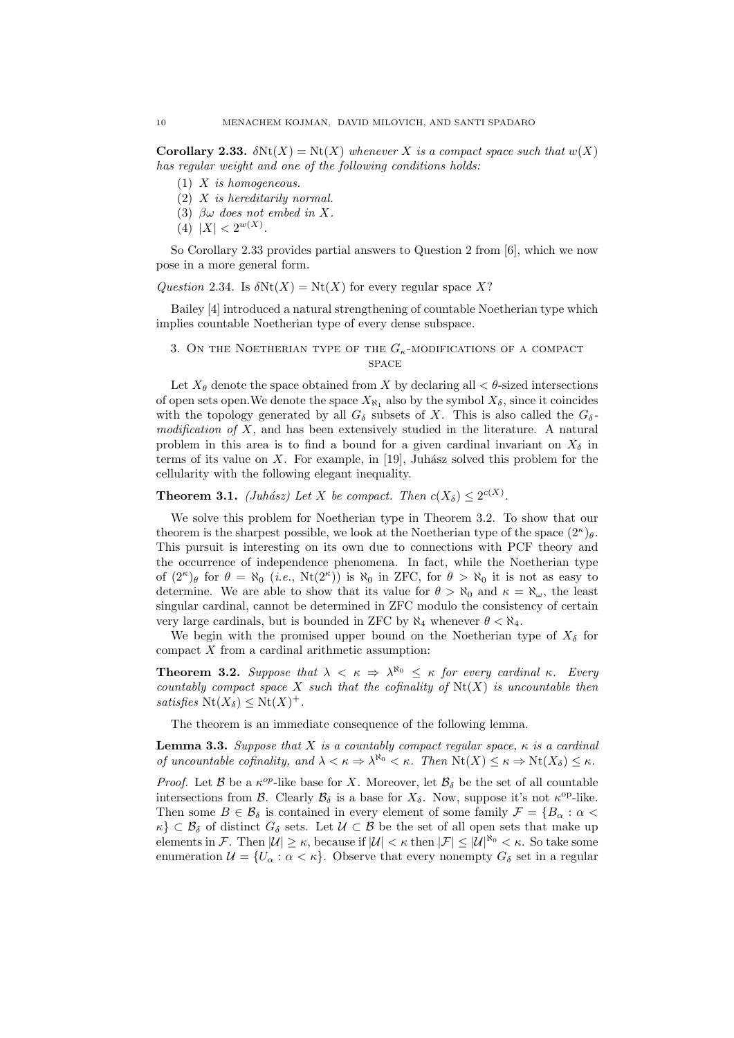**Corollary 2.33.** *$\delta\mathrm{Nt}(X) = \mathrm{Nt}(X)$ whenever $X$ is a compact space such that $w(X)$ has regular weight and one of the following conditions holds:*

1. *$X$ is homogeneous.*
2. *$X$ is hereditarily normal.*
3. *$\beta\omega$ does not embed in $X$.*
4. *$|X| < 2^{w(X)}$.*

So Corollary 2.33 provides partial answers to Question 2 from [6], which we now pose in a more general form.

*Question* 2.34. Is $\delta\mathrm{Nt}(X) = \mathrm{Nt}(X)$ for every regular space $X$?

Bailey [4] introduced a natural strengthening of countable Noetherian type which implies countable Noetherian type of every dense subspace.

## 3. On the Noetherian type of the $G_\kappa$-modifications of a compact space

Let $X_\theta$ denote the space obtained from $X$ by declaring all $< \theta$-sized intersections of open sets open.We denote the space $X_{\aleph_1}$ also by the symbol $X_\delta$, since it coincides with the topology generated by all $G_\delta$ subsets of $X$. This is also called the *$G_\delta$-modification of $X$*, and has been extensively studied in the literature. A natural problem in this area is to find a bound for a given cardinal invariant on $X_\delta$ in terms of its value on $X$. For example, in [19], Juhász solved this problem for the cellularity with the following elegant inequality.

**Theorem 3.1.** *(Juhász) Let $X$ be compact. Then $c(X_\delta) \leq 2^{c(X)}$.*

We solve this problem for Noetherian type in Theorem 3.2. To show that our theorem is the sharpest possible, we look at the Noetherian type of the space $(2^\kappa)_\theta$. This pursuit is interesting on its own due to connections with PCF theory and the occurrence of independence phenomena. In fact, while the Noetherian type of $(2^\kappa)_\theta$ for $\theta = \aleph_0$ (*i.e.*, $\mathrm{Nt}(2^\kappa)$) is $\aleph_0$ in ZFC, for $\theta > \aleph_0$ it is not as easy to determine. We are able to show that its value for $\theta > \aleph_0$ and $\kappa = \aleph_\omega$, the least singular cardinal, cannot be determined in ZFC modulo the consistency of certain very large cardinals, but is bounded in ZFC by $\aleph_4$ whenever $\theta < \aleph_4$.

We begin with the promised upper bound on the Noetherian type of $X_\delta$ for compact $X$ from a cardinal arithmetic assumption:

**Theorem 3.2.** *Suppose that $\lambda < \kappa \Rightarrow \lambda^{\aleph_0} \leq \kappa$ for every cardinal $\kappa$. Every countably compact space $X$ such that the cofinality of $\mathrm{Nt}(X)$ is uncountable then satisfies $\mathrm{Nt}(X_\delta) \leq \mathrm{Nt}(X)^+$.*

The theorem is an immediate consequence of the following lemma.

**Lemma 3.3.** *Suppose that $X$ is a countably compact regular space, $\kappa$ is a cardinal of uncountable cofinality, and $\lambda < \kappa \Rightarrow \lambda^{\aleph_0} < \kappa$. Then $\mathrm{Nt}(X) \leq \kappa \Rightarrow \mathrm{Nt}(X_\delta) \leq \kappa$.*

*Proof.* Let $\mathcal{B}$ be a $\kappa^{op}$-like base for $X$. Moreover, let $\mathcal{B}_\delta$ be the set of all countable intersections from $\mathcal{B}$. Clearly $\mathcal{B}_\delta$ is a base for $X_\delta$. Now, suppose it's not $\kappa^{\mathrm{op}}$-like. Then some $B \in \mathcal{B}_\delta$ is contained in every element of some family $\mathcal{F} = \{B_\alpha : \alpha < \kappa\} \subset \mathcal{B}_\delta$ of distinct $G_\delta$ sets. Let $\mathcal{U} \subset \mathcal{B}$ be the set of all open sets that make up elements in $\mathcal{F}$. Then $|\mathcal{U}| \geq \kappa$, because if $|\mathcal{U}| < \kappa$ then $|\mathcal{F}| \leq |\mathcal{U}|^{\aleph_0} < \kappa$. So take some enumeration $\mathcal{U} = \{U_\alpha : \alpha < \kappa\}$. Observe that every nonempty $G_\delta$ set in a regular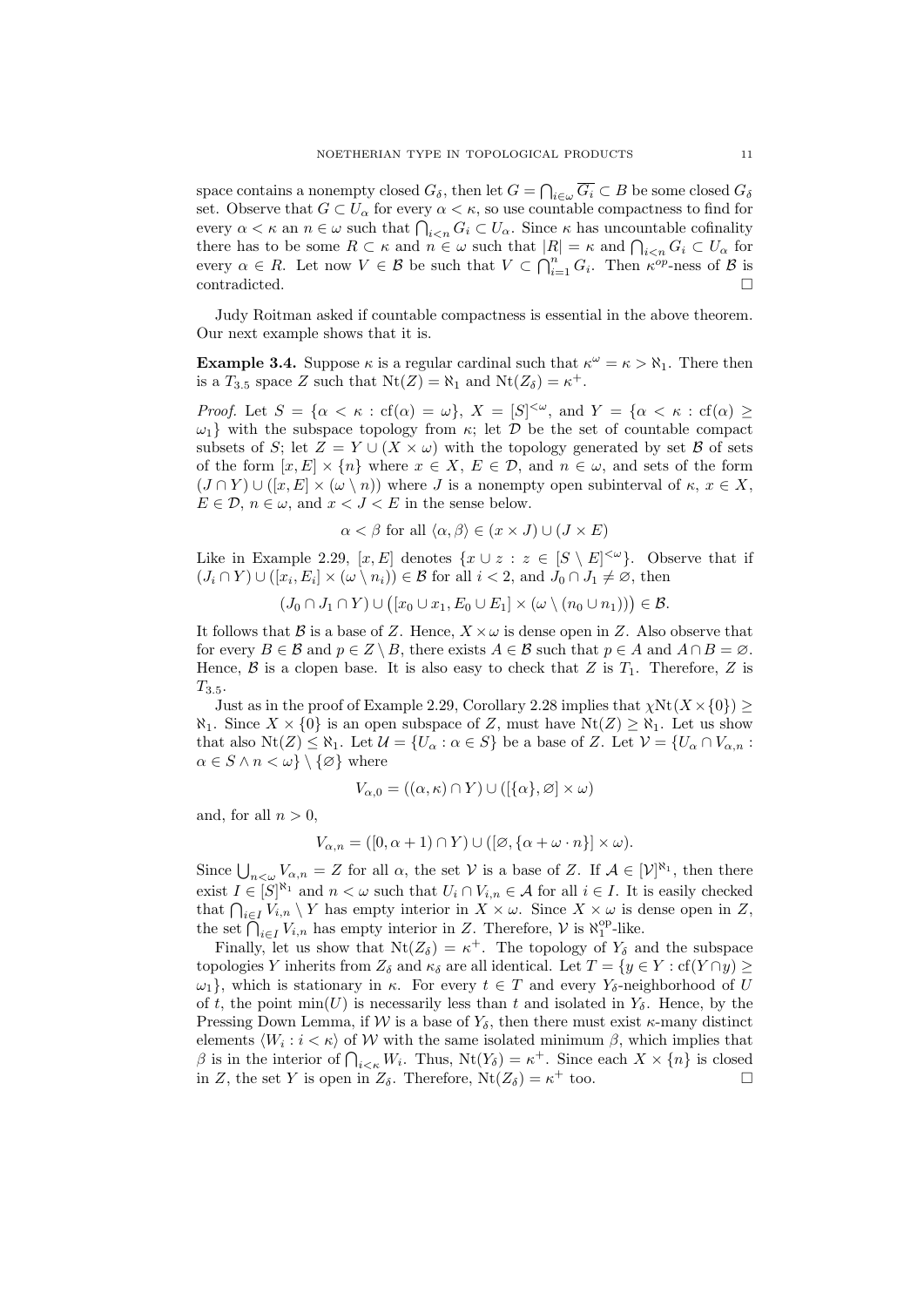space contains a nonempty closed $G_\delta$, then let $G = \bigcap_{i\in\omega} \overline{G_i} \subset B$ be some closed $G_\delta$ set. Observe that $G \subset U_\alpha$ for every $\alpha < \kappa$, so use countable compactness to find for every $\alpha < \kappa$ an $n \in \omega$ such that $\bigcap_{i<n} G_i \subset U_\alpha$. Since $\kappa$ has uncountable cofinality there has to be some $R \subset \kappa$ and $n \in \omega$ such that $|R| = \kappa$ and $\bigcap_{i<n} G_i \subset U_\alpha$ for every $\alpha \in R$. Let now $V \in \mathcal{B}$ be such that $V \subset \bigcap_{i=1}^{n} G_i$. Then $\kappa^{op}$-ness of $\mathcal{B}$ is contradicted. □

Judy Roitman asked if countable compactness is essential in the above theorem. Our next example shows that it is.

**Example 3.4.** Suppose $\kappa$ is a regular cardinal such that $\kappa^\omega = \kappa > \aleph_1$. There then is a $T_{3.5}$ space $Z$ such that $\mathrm{Nt}(Z) = \aleph_1$ and $\mathrm{Nt}(Z_\delta) = \kappa^+$.

*Proof.* Let $S = \{\alpha < \kappa : \mathrm{cf}(\alpha) = \omega\}$, $X = [S]^{<\omega}$, and $Y = \{\alpha < \kappa : \mathrm{cf}(\alpha) \geq \omega_1\}$ with the subspace topology from $\kappa$; let $\mathcal{D}$ be the set of countable compact subsets of $S$; let $Z = Y \cup (X \times \omega)$ with the topology generated by set $\mathcal{B}$ of sets of the form $[x, E] \times \{n\}$ where $x \in X$, $E \in \mathcal{D}$, and $n \in \omega$, and sets of the form $(J \cap Y) \cup ([x, E] \times (\omega \setminus n))$ where $J$ is a nonempty open subinterval of $\kappa$, $x \in X$, $E \in \mathcal{D}$, $n \in \omega$, and $x < J < E$ in the sense below.

$$\alpha < \beta \text{ for all } \langle \alpha, \beta \rangle \in (x \times J) \cup (J \times E)$$

Like in Example 2.29, $[x, E]$ denotes $\{x \cup z : z \in [S \setminus E]^{<\omega}\}$. Observe that if $(J_i \cap Y) \cup ([x_i, E_i] \times (\omega \setminus n_i)) \in \mathcal{B}$ for all $i < 2$, and $J_0 \cap J_1 \neq \varnothing$, then

$$(J_0 \cap J_1 \cap Y) \cup \big([x_0 \cup x_1, E_0 \cup E_1] \times (\omega \setminus (n_0 \cup n_1))\big) \in \mathcal{B}.$$

It follows that $\mathcal{B}$ is a base of $Z$. Hence, $X \times \omega$ is dense open in $Z$. Also observe that for every $B \in \mathcal{B}$ and $p \in Z \setminus B$, there exists $A \in \mathcal{B}$ such that $p \in A$ and $A \cap B = \varnothing$. Hence, $\mathcal{B}$ is a clopen base. It is also easy to check that $Z$ is $T_1$. Therefore, $Z$ is $T_{3.5}$.

Just as in the proof of Example 2.29, Corollary 2.28 implies that $\chi\mathrm{Nt}(X \times \{0\}) \geq \aleph_1$. Since $X \times \{0\}$ is an open subspace of $Z$, must have $\mathrm{Nt}(Z) \geq \aleph_1$. Let us show that also $\mathrm{Nt}(Z) \leq \aleph_1$. Let $\mathcal{U} = \{U_\alpha : \alpha \in S\}$ be a base of $Z$. Let $\mathcal{V} = \{U_\alpha \cap V_{\alpha,n} : \alpha \in S \wedge n < \omega\} \setminus \{\varnothing\}$ where

$$V_{\alpha,0} = ((\alpha, \kappa) \cap Y) \cup ([\{\alpha\}, \varnothing] \times \omega)$$

and, for all $n > 0$,

$$V_{\alpha,n} = ([0, \alpha + 1) \cap Y) \cup ([\varnothing, \{\alpha + \omega \cdot n\}] \times \omega).$$

Since $\bigcup_{n<\omega} V_{\alpha,n} = Z$ for all $\alpha$, the set $\mathcal{V}$ is a base of $Z$. If $\mathcal{A} \in [\mathcal{V}]^{\aleph_1}$, then there exist $I \in [S]^{\aleph_1}$ and $n < \omega$ such that $U_i \cap V_{i,n} \in \mathcal{A}$ for all $i \in I$. It is easily checked that $\bigcap_{i\in I} V_{i,n} \setminus Y$ has empty interior in $X \times \omega$. Since $X \times \omega$ is dense open in $Z$, the set $\bigcap_{i\in I} V_{i,n}$ has empty interior in $Z$. Therefore, $\mathcal{V}$ is $\aleph_1^{\mathrm{op}}$-like.

Finally, let us show that $\mathrm{Nt}(Z_\delta) = \kappa^+$. The topology of $Y_\delta$ and the subspace topologies $Y$ inherits from $Z_\delta$ and $\kappa_\delta$ are all identical. Let $T = \{y \in Y : \mathrm{cf}(Y \cap y) \geq \omega_1\}$, which is stationary in $\kappa$. For every $t \in T$ and every $Y_\delta$-neighborhood of $U$ of $t$, the point $\min(U)$ is necessarily less than $t$ and isolated in $Y_\delta$. Hence, by the Pressing Down Lemma, if $\mathcal{W}$ is a base of $Y_\delta$, then there must exist $\kappa$-many distinct elements $\langle W_i : i < \kappa \rangle$ of $\mathcal{W}$ with the same isolated minimum $\beta$, which implies that $\beta$ is in the interior of $\bigcap_{i<\kappa} W_i$. Thus, $\mathrm{Nt}(Y_\delta) = \kappa^+$. Since each $X \times \{n\}$ is closed in $Z$, the set $Y$ is open in $Z_\delta$. Therefore, $\mathrm{Nt}(Z_\delta) = \kappa^+$ too. □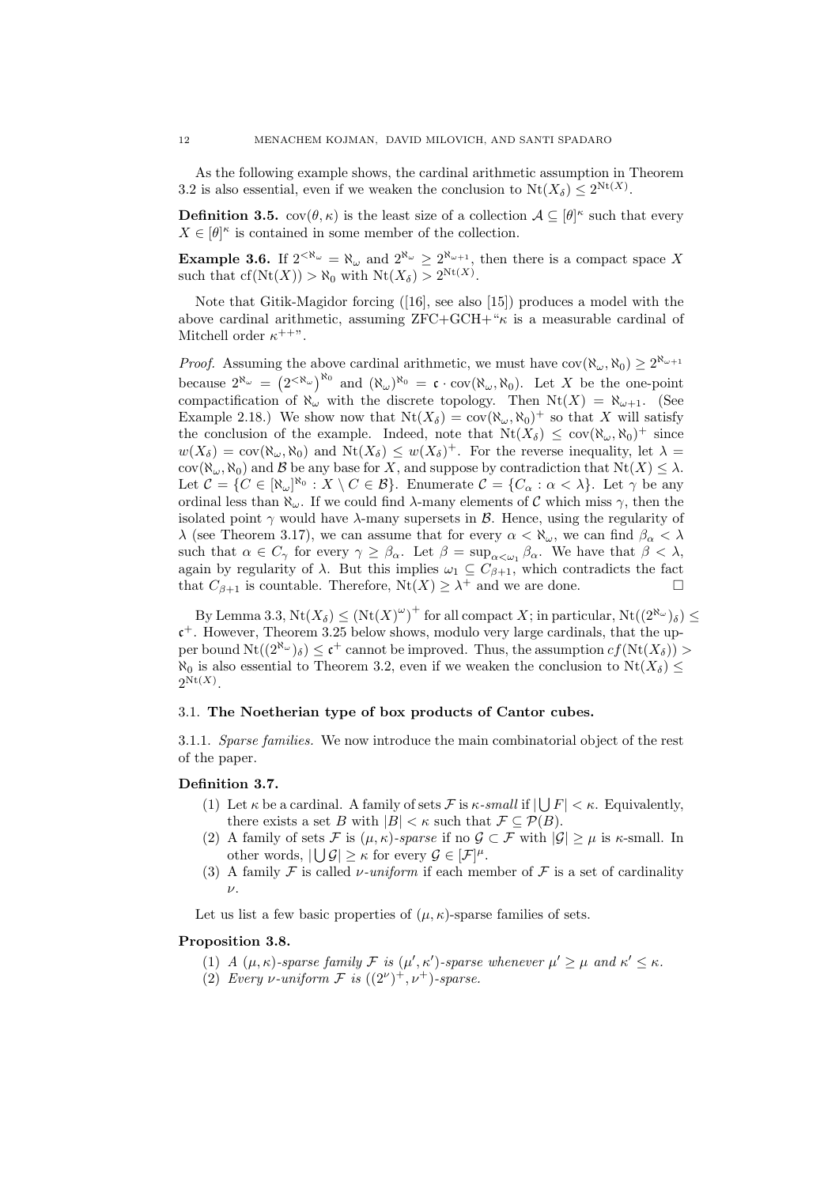As the following example shows, the cardinal arithmetic assumption in Theorem 3.2 is also essential, even if we weaken the conclusion to $\mathrm{Nt}(X_\delta) \leq 2^{\mathrm{Nt}(X)}$.

**Definition 3.5.** $\mathrm{cov}(\theta, \kappa)$ is the least size of a collection $\mathcal{A} \subseteq [\theta]^\kappa$ such that every $X \in [\theta]^\kappa$ is contained in some member of the collection.

**Example 3.6.** If $2^{<\aleph_\omega} = \aleph_\omega$ and $2^{\aleph_\omega} \geq 2^{\aleph_{\omega+1}}$, then there is a compact space $X$ such that $\mathrm{cf}(\mathrm{Nt}(X)) > \aleph_0$ with $\mathrm{Nt}(X_\delta) > 2^{\mathrm{Nt}(X)}$.

Note that Gitik-Magidor forcing ([16], see also [15]) produces a model with the above cardinal arithmetic, assuming ZFC+GCH+"$\kappa$ is a measurable cardinal of Mitchell order $\kappa^{++}$".

*Proof.* Assuming the above cardinal arithmetic, we must have $\mathrm{cov}(\aleph_\omega, \aleph_0) \geq 2^{\aleph_{\omega+1}}$ because $2^{\aleph_\omega} = \left(2^{<\aleph_\omega}\right)^{\aleph_0}$ and $(\aleph_\omega)^{\aleph_0} = \mathfrak{c} \cdot \mathrm{cov}(\aleph_\omega, \aleph_0)$. Let $X$ be the one-point compactification of $\aleph_\omega$ with the discrete topology. Then $\mathrm{Nt}(X) = \aleph_{\omega+1}$. (See Example 2.18.) We show now that $\mathrm{Nt}(X_\delta) = \mathrm{cov}(\aleph_\omega, \aleph_0)^+$ so that $X$ will satisfy the conclusion of the example. Indeed, note that $\mathrm{Nt}(X_\delta) \leq \mathrm{cov}(\aleph_\omega, \aleph_0)^+$ since $w(X_\delta) = \mathrm{cov}(\aleph_\omega, \aleph_0)$ and $\mathrm{Nt}(X_\delta) \leq w(X_\delta)^+$. For the reverse inequality, let $\lambda = \mathrm{cov}(\aleph_\omega, \aleph_0)$ and $\mathcal{B}$ be any base for $X$, and suppose by contradiction that $\mathrm{Nt}(X) \leq \lambda$. Let $\mathcal{C} = \{C \in [\aleph_\omega]^{\aleph_0} : X \setminus C \in \mathcal{B}\}$. Enumerate $\mathcal{C} = \{C_\alpha : \alpha < \lambda\}$. Let $\gamma$ be any ordinal less than $\aleph_\omega$. If we could find $\lambda$-many elements of $\mathcal{C}$ which miss $\gamma$, then the isolated point $\gamma$ would have $\lambda$-many supersets in $\mathcal{B}$. Hence, using the regularity of $\lambda$ (see Theorem 3.17), we can assume that for every $\alpha < \aleph_\omega$, we can find $\beta_\alpha < \lambda$ such that $\alpha \in C_\gamma$ for every $\gamma \geq \beta_\alpha$. Let $\beta = \sup_{\alpha < \omega_1} \beta_\alpha$. We have that $\beta < \lambda$, again by regularity of $\lambda$. But this implies $\omega_1 \subseteq C_{\beta+1}$, which contradicts the fact that $C_{\beta+1}$ is countable. Therefore, $\mathrm{Nt}(X) \geq \lambda^+$ and we are done. $\square$

By Lemma 3.3, $\mathrm{Nt}(X_\delta) \leq (\mathrm{Nt}(X)^\omega)^+$ for all compact $X$; in particular, $\mathrm{Nt}((2^{\aleph_\omega})_\delta) \leq \mathfrak{c}^+$. However, Theorem 3.25 below shows, modulo very large cardinals, that the upper bound $\mathrm{Nt}((2^{\aleph_\omega})_\delta) \leq \mathfrak{c}^+$ cannot be improved. Thus, the assumption $cf(\mathrm{Nt}(X_\delta)) > \aleph_0$ is also essential to Theorem 3.2, even if we weaken the conclusion to $\mathrm{Nt}(X_\delta) \leq 2^{\mathrm{Nt}(X)}$.

### 3.1. The Noetherian type of box products of Cantor cubes.

3.1.1. *Sparse families.* We now introduce the main combinatorial object of the rest of the paper.

**Definition 3.7.**

(1) Let $\kappa$ be a cardinal. A family of sets $\mathcal{F}$ is *$\kappa$-small* if $|\bigcup F| < \kappa$. Equivalently, there exists a set $B$ with $|B| < \kappa$ such that $\mathcal{F} \subseteq \mathcal{P}(B)$.

(2) A family of sets $\mathcal{F}$ is *$(\mu, \kappa)$-sparse* if no $\mathcal{G} \subset \mathcal{F}$ with $|\mathcal{G}| \geq \mu$ is $\kappa$-small. In other words, $|\bigcup \mathcal{G}| \geq \kappa$ for every $\mathcal{G} \in [\mathcal{F}]^\mu$.

(3) A family $\mathcal{F}$ is called *$\nu$-uniform* if each member of $\mathcal{F}$ is a set of cardinality $\nu$.

Let us list a few basic properties of $(\mu, \kappa)$-sparse families of sets.

**Proposition 3.8.**

(1) *A $(\mu, \kappa)$-sparse family $\mathcal{F}$ is $(\mu', \kappa')$-sparse whenever $\mu' \geq \mu$ and $\kappa' \leq \kappa$.*

(2) *Every $\nu$-uniform $\mathcal{F}$ is $((2^\nu)^+, \nu^+)$-sparse.*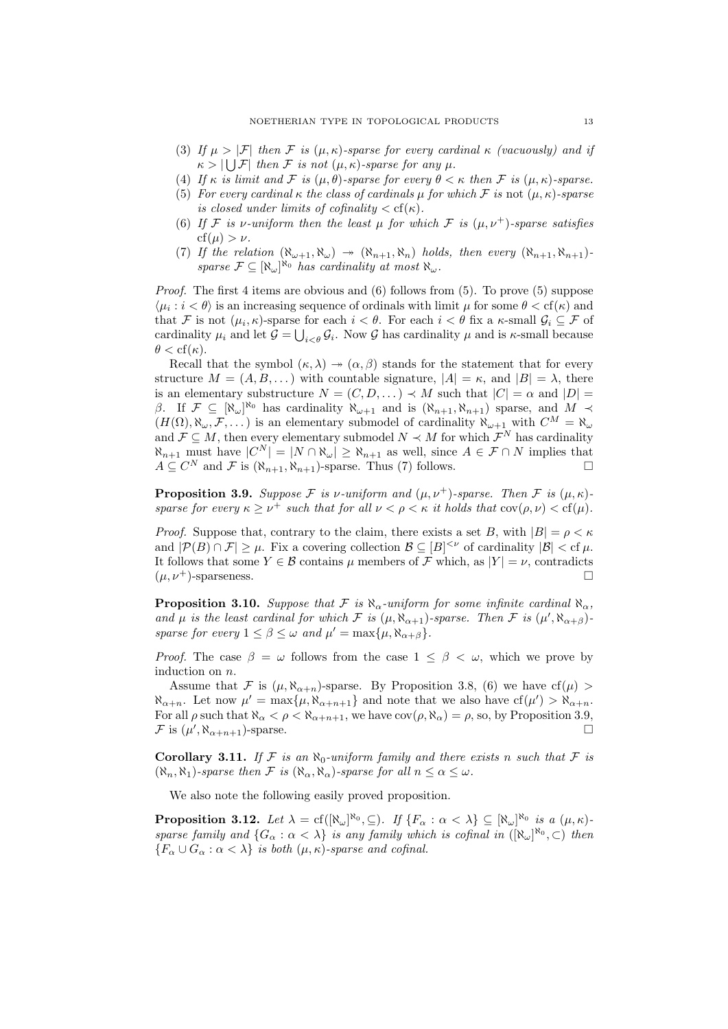(3) *If $\mu > |\mathcal{F}|$ then $\mathcal{F}$ is $(\mu, \kappa)$-sparse for every cardinal $\kappa$ (vacuously) and if $\kappa > |\bigcup \mathcal{F}|$ then $\mathcal{F}$ is not $(\mu, \kappa)$-sparse for any $\mu$.*

(4) *If $\kappa$ is limit and $\mathcal{F}$ is $(\mu, \theta)$-sparse for every $\theta < \kappa$ then $\mathcal{F}$ is $(\mu, \kappa)$-sparse.*

(5) *For every cardinal $\kappa$ the class of cardinals $\mu$ for which $\mathcal{F}$ is* not *$(\mu, \kappa)$-sparse is closed under limits of cofinality $< \operatorname{cf}(\kappa)$.*

(6) *If $\mathcal{F}$ is $\nu$-uniform then the least $\mu$ for which $\mathcal{F}$ is $(\mu, \nu^+)$-sparse satisfies $\operatorname{cf}(\mu) > \nu$.*

(7) *If the relation $(\aleph_{\omega+1}, \aleph_\omega) \twoheadrightarrow (\aleph_{n+1}, \aleph_n)$ holds, then every $(\aleph_{n+1}, \aleph_{n+1})$-sparse $\mathcal{F} \subseteq [\aleph_\omega]^{\aleph_0}$ has cardinality at most $\aleph_\omega$.*

*Proof.* The first 4 items are obvious and (6) follows from (5). To prove (5) suppose $\langle \mu_i : i < \theta \rangle$ is an increasing sequence of ordinals with limit $\mu$ for some $\theta < \operatorname{cf}(\kappa)$ and that $\mathcal{F}$ is not $(\mu_i, \kappa)$-sparse for each $i < \theta$. For each $i < \theta$ fix a $\kappa$-small $\mathcal{G}_i \subseteq \mathcal{F}$ of cardinality $\mu_i$ and let $\mathcal{G} = \bigcup_{i<\theta} \mathcal{G}_i$. Now $\mathcal{G}$ has cardinality $\mu$ and is $\kappa$-small because $\theta < \operatorname{cf}(\kappa)$.

Recall that the symbol $(\kappa, \lambda) \twoheadrightarrow (\alpha, \beta)$ stands for the statement that for every structure $M = (A, B, \dots)$ with countable signature, $|A| = \kappa$, and $|B| = \lambda$, there is an elementary substructure $N = (C, D, \dots) \prec M$ such that $|C| = \alpha$ and $|D| = \beta$. If $\mathcal{F} \subseteq [\aleph_\omega]^{\aleph_0}$ has cardinality $\aleph_{\omega+1}$ and is $(\aleph_{n+1}, \aleph_{n+1})$ sparse, and $M \prec (H(\Omega), \aleph_\omega, \mathcal{F}, \dots)$ is an elementary submodel of cardinality $\aleph_{\omega+1}$ with $C^M = \aleph_\omega$ and $\mathcal{F} \subseteq M$, then every elementary submodel $N \prec M$ for which $\mathcal{F}^N$ has cardinality $\aleph_{n+1}$ must have $|C^N| = |N \cap \aleph_\omega| \geq \aleph_{n+1}$ as well, since $A \in \mathcal{F} \cap N$ implies that $A \subseteq C^N$ and $\mathcal{F}$ is $(\aleph_{n+1}, \aleph_{n+1})$-sparse. Thus (7) follows. $\square$

**Proposition 3.9.** *Suppose $\mathcal{F}$ is $\nu$-uniform and $(\mu, \nu^+)$-sparse. Then $\mathcal{F}$ is $(\mu, \kappa)$-sparse for every $\kappa \geq \nu^+$ such that for all $\nu < \rho < \kappa$ it holds that $\operatorname{cov}(\rho, \nu) < \operatorname{cf}(\mu)$.*

*Proof.* Suppose that, contrary to the claim, there exists a set $B$, with $|B| = \rho < \kappa$ and $|\mathcal{P}(B) \cap \mathcal{F}| \geq \mu$. Fix a covering collection $\mathcal{B} \subseteq [B]^{<\nu}$ of cardinality $|\mathcal{B}| < \operatorname{cf} \mu$. It follows that some $Y \in \mathcal{B}$ contains $\mu$ members of $\mathcal{F}$ which, as $|Y| = \nu$, contradicts $(\mu, \nu^+)$-sparseness. $\square$

**Proposition 3.10.** *Suppose that $\mathcal{F}$ is $\aleph_\alpha$-uniform for some infinite cardinal $\aleph_\alpha$, and $\mu$ is the least cardinal for which $\mathcal{F}$ is $(\mu, \aleph_{\alpha+1})$-sparse. Then $\mathcal{F}$ is $(\mu', \aleph_{\alpha+\beta})$-sparse for every $1 \leq \beta \leq \omega$ and $\mu' = \max\{\mu, \aleph_{\alpha+\beta}\}$.*

*Proof.* The case $\beta = \omega$ follows from the case $1 \leq \beta < \omega$, which we prove by induction on $n$.

Assume that $\mathcal{F}$ is $(\mu, \aleph_{\alpha+n})$-sparse. By Proposition 3.8, (6) we have $\operatorname{cf}(\mu) > \aleph_{\alpha+n}$. Let now $\mu' = \max\{\mu, \aleph_{\alpha+n+1}\}$ and note that we also have $\operatorname{cf}(\mu') > \aleph_{\alpha+n}$. For all $\rho$ such that $\aleph_\alpha < \rho < \aleph_{\alpha+n+1}$, we have $\operatorname{cov}(\rho, \aleph_\alpha) = \rho$, so, by Proposition 3.9, $\mathcal{F}$ is $(\mu', \aleph_{\alpha+n+1})$-sparse. $\square$

**Corollary 3.11.** *If $\mathcal{F}$ is an $\aleph_0$-uniform family and there exists $n$ such that $\mathcal{F}$ is $(\aleph_n, \aleph_1)$-sparse then $\mathcal{F}$ is $(\aleph_\alpha, \aleph_\alpha)$-sparse for all $n \leq \alpha \leq \omega$.*

We also note the following easily proved proposition.

**Proposition 3.12.** *Let $\lambda = \operatorname{cf}([\aleph_\omega]^{\aleph_0}, \subseteq)$. If $\{F_\alpha : \alpha < \lambda\} \subseteq [\aleph_\omega]^{\aleph_0}$ is a $(\mu, \kappa)$-sparse family and $\{G_\alpha : \alpha < \lambda\}$ is any family which is cofinal in $([\aleph_\omega]^{\aleph_0}, \subset)$ then $\{F_\alpha \cup G_\alpha : \alpha < \lambda\}$ is both $(\mu, \kappa)$-sparse and cofinal.*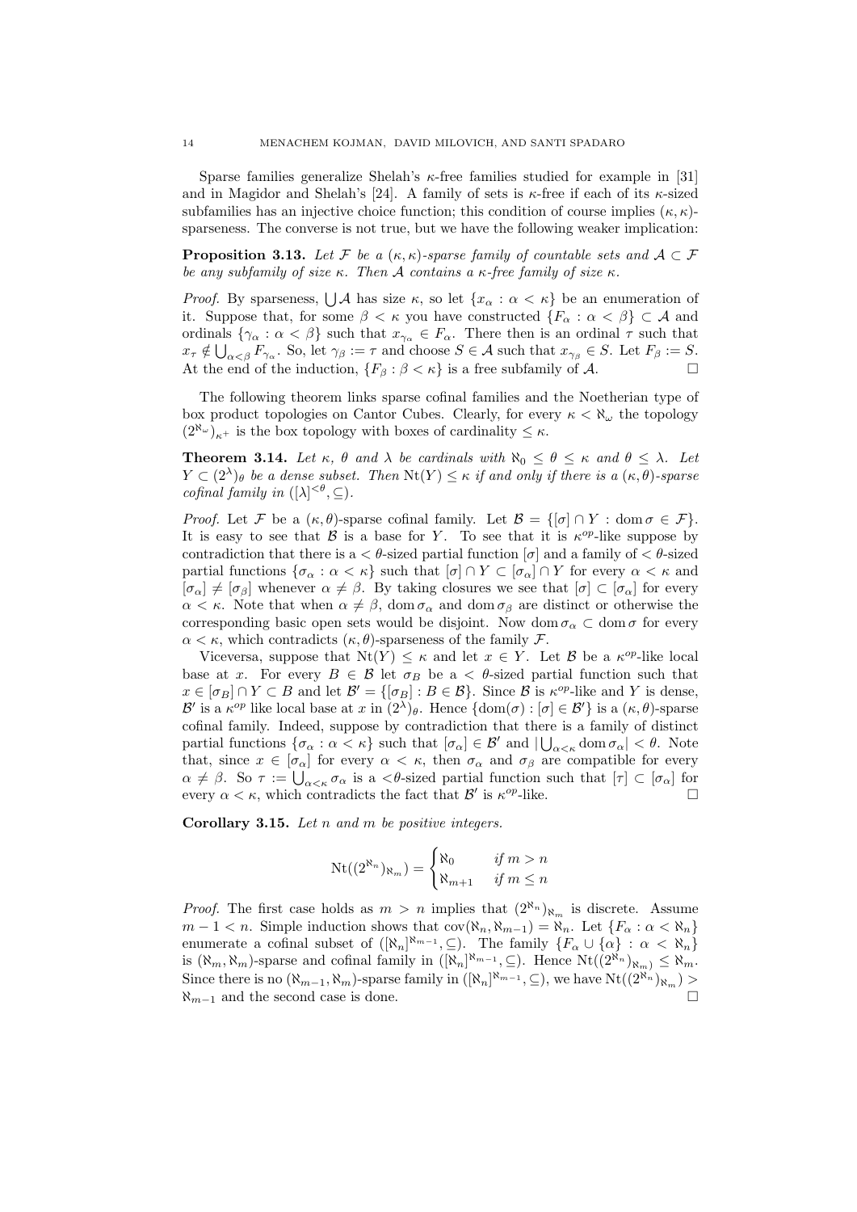Sparse families generalize Shelah's $\kappa$-free families studied for example in [31] and in Magidor and Shelah's [24]. A family of sets is $\kappa$-free if each of its $\kappa$-sized subfamilies has an injective choice function; this condition of course implies $(\kappa,\kappa)$-sparseness. The converse is not true, but we have the following weaker implication:

**Proposition 3.13.** *Let $\mathcal{F}$ be a $(\kappa,\kappa)$-sparse family of countable sets and $\mathcal{A} \subset \mathcal{F}$ be any subfamily of size $\kappa$. Then $\mathcal{A}$ contains a $\kappa$-free family of size $\kappa$.*

*Proof.* By sparseness, $\bigcup \mathcal{A}$ has size $\kappa$, so let $\{x_\alpha : \alpha < \kappa\}$ be an enumeration of it. Suppose that, for some $\beta < \kappa$ you have constructed $\{F_\alpha : \alpha < \beta\} \subset \mathcal{A}$ and ordinals $\{\gamma_\alpha : \alpha < \beta\}$ such that $x_{\gamma_\alpha} \in F_\alpha$. There then is an ordinal $\tau$ such that $x_\tau \notin \bigcup_{\alpha<\beta} F_{\gamma_\alpha}$. So, let $\gamma_\beta := \tau$ and choose $S \in \mathcal{A}$ such that $x_{\gamma_\beta} \in S$. Let $F_\beta := S$. At the end of the induction, $\{F_\beta : \beta < \kappa\}$ is a free subfamily of $\mathcal{A}$. $\square$

The following theorem links sparse cofinal families and the Noetherian type of box product topologies on Cantor Cubes. Clearly, for every $\kappa < \aleph_\omega$ the topology $(2^{\aleph_\omega})_{\kappa^+}$ is the box topology with boxes of cardinality $\leq \kappa$.

**Theorem 3.14.** *Let $\kappa$, $\theta$ and $\lambda$ be cardinals with $\aleph_0 \leq \theta \leq \kappa$ and $\theta \leq \lambda$. Let $Y \subset (2^\lambda)_\theta$ be a dense subset. Then $\mathrm{Nt}(Y) \leq \kappa$ if and only if there is a $(\kappa,\theta)$-sparse cofinal family in $([\lambda]^{<\theta}, \subseteq)$.*

*Proof.* Let $\mathcal{F}$ be a $(\kappa,\theta)$-sparse cofinal family. Let $\mathcal{B} = \{[\sigma] \cap Y : \mathrm{dom}\,\sigma \in \mathcal{F}\}$. It is easy to see that $\mathcal{B}$ is a base for $Y$. To see that it is $\kappa^{op}$-like suppose by contradiction that there is a $<\theta$-sized partial function $[\sigma]$ and a family of $<\theta$-sized partial functions $\{\sigma_\alpha : \alpha < \kappa\}$ such that $[\sigma] \cap Y \subset [\sigma_\alpha] \cap Y$ for every $\alpha < \kappa$ and $[\sigma_\alpha] \neq [\sigma_\beta]$ whenever $\alpha \neq \beta$. By taking closures we see that $[\sigma] \subset [\sigma_\alpha]$ for every $\alpha < \kappa$. Note that when $\alpha \neq \beta$, $\mathrm{dom}\,\sigma_\alpha$ and $\mathrm{dom}\,\sigma_\beta$ are distinct or otherwise the corresponding basic open sets would be disjoint. Now $\mathrm{dom}\,\sigma_\alpha \subset \mathrm{dom}\,\sigma$ for every $\alpha < \kappa$, which contradicts $(\kappa,\theta)$-sparseness of the family $\mathcal{F}$.

Viceversa, suppose that $\mathrm{Nt}(Y) \leq \kappa$ and let $x \in Y$. Let $\mathcal{B}$ be a $\kappa^{op}$-like local base at $x$. For every $B \in \mathcal{B}$ let $\sigma_B$ be a $<\theta$-sized partial function such that $x \in [\sigma_B] \cap Y \subset B$ and let $\mathcal{B}' = \{[\sigma_B] : B \in \mathcal{B}\}$. Since $\mathcal{B}$ is $\kappa^{op}$-like and $Y$ is dense, $\mathcal{B}'$ is a $\kappa^{op}$ like local base at $x$ in $(2^\lambda)_\theta$. Hence $\{\mathrm{dom}(\sigma) : [\sigma] \in \mathcal{B}'\}$ is a $(\kappa,\theta)$-sparse cofinal family. Indeed, suppose by contradiction that there is a family of distinct partial functions $\{\sigma_\alpha : \alpha < \kappa\}$ such that $[\sigma_\alpha] \in \mathcal{B}'$ and $|\bigcup_{\alpha<\kappa} \mathrm{dom}\,\sigma_\alpha| < \theta$. Note that, since $x \in [\sigma_\alpha]$ for every $\alpha < \kappa$, then $\sigma_\alpha$ and $\sigma_\beta$ are compatible for every $\alpha \neq \beta$. So $\tau := \bigcup_{\alpha<\kappa} \sigma_\alpha$ is a $<\theta$-sized partial function such that $[\tau] \subset [\sigma_\alpha]$ for every $\alpha < \kappa$, which contradicts the fact that $\mathcal{B}'$ is $\kappa^{op}$-like. $\square$

**Corollary 3.15.** *Let $n$ and $m$ be positive integers.*

$$\mathrm{Nt}((2^{\aleph_n})_{\aleph_m}) = \begin{cases} \aleph_0 & \text{if } m > n \\ \aleph_{m+1} & \text{if } m \leq n \end{cases}$$

*Proof.* The first case holds as $m > n$ implies that $(2^{\aleph_n})_{\aleph_m}$ is discrete. Assume $m-1 < n$. Simple induction shows that $\mathrm{cov}(\aleph_n, \aleph_{m-1}) = \aleph_n$. Let $\{F_\alpha : \alpha < \aleph_n\}$ enumerate a cofinal subset of $([\aleph_n]^{\aleph_{m-1}}, \subseteq)$. The family $\{F_\alpha \cup \{\alpha\} : \alpha < \aleph_n\}$ is $(\aleph_m, \aleph_m)$-sparse and cofinal family in $([\aleph_n]^{\aleph_{m-1}}, \subseteq)$. Hence $\mathrm{Nt}((2^{\aleph_n})_{\aleph_m}) \leq \aleph_m$. Since there is no $(\aleph_{m-1}, \aleph_m)$-sparse family in $([\aleph_n]^{\aleph_{m-1}}, \subseteq)$, we have $\mathrm{Nt}((2^{\aleph_n})_{\aleph_m}) > \aleph_{m-1}$ and the second case is done. $\square$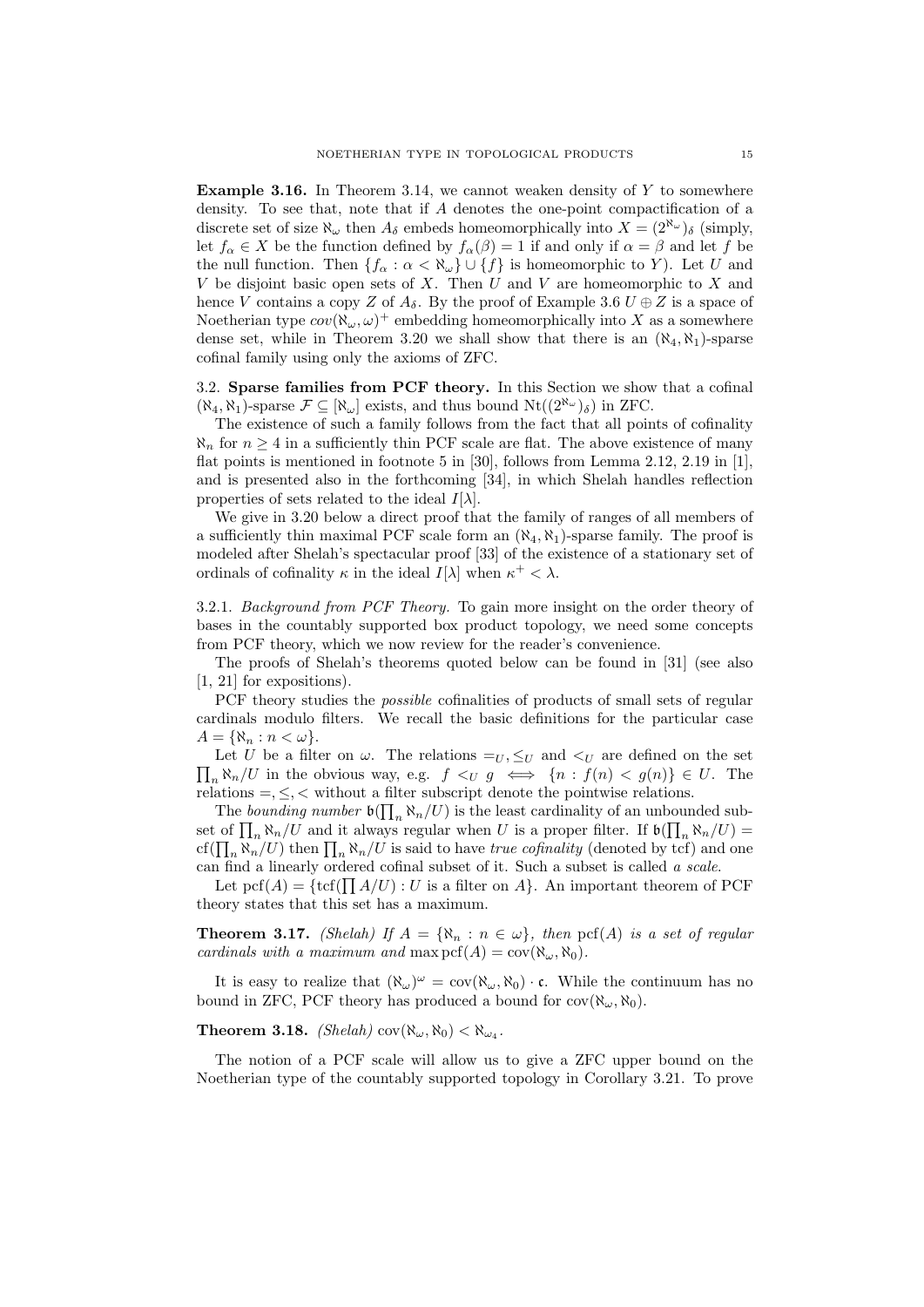**Example 3.16.** In Theorem 3.14, we cannot weaken density of $Y$ to somewhere density. To see that, note that if $A$ denotes the one-point compactification of a discrete set of size $\aleph_\omega$ then $A_\delta$ embeds homeomorphically into $X = (2^{\aleph_\omega})_\delta$ (simply, let $f_\alpha \in X$ be the function defined by $f_\alpha(\beta) = 1$ if and only if $\alpha = \beta$ and let $f$ be the null function. Then $\{f_\alpha : \alpha < \aleph_\omega\} \cup \{f\}$ is homeomorphic to $Y$). Let $U$ and $V$ be disjoint basic open sets of $X$. Then $U$ and $V$ are homeomorphic to $X$ and hence $V$ contains a copy $Z$ of $A_\delta$. By the proof of Example 3.6 $U \oplus Z$ is a space of Noetherian type $cov(\aleph_\omega, \omega)^+$ embedding homeomorphically into $X$ as a somewhere dense set, while in Theorem 3.20 we shall show that there is an $(\aleph_4, \aleph_1)$-sparse cofinal family using only the axioms of ZFC.

### 3.2. Sparse families from PCF theory.

In this Section we show that a cofinal $(\aleph_4, \aleph_1)$-sparse $\mathcal{F} \subseteq [\aleph_\omega]$ exists, and thus bound $\mathrm{Nt}((2^{\aleph_\omega})_\delta)$ in ZFC.

The existence of such a family follows from the fact that all points of cofinality $\aleph_n$ for $n \geq 4$ in a sufficiently thin PCF scale are flat. The above existence of many flat points is mentioned in footnote 5 in [30], follows from Lemma 2.12, 2.19 in [1], and is presented also in the forthcoming [34], in which Shelah handles reflection properties of sets related to the ideal $I[\lambda]$.

We give in 3.20 below a direct proof that the family of ranges of all members of a sufficiently thin maximal PCF scale form an $(\aleph_4, \aleph_1)$-sparse family. The proof is modeled after Shelah's spectacular proof [33] of the existence of a stationary set of ordinals of cofinality $\kappa$ in the ideal $I[\lambda]$ when $\kappa^+ < \lambda$.

#### 3.2.1. *Background from PCF Theory.*

To gain more insight on the order theory of bases in the countably supported box product topology, we need some concepts from PCF theory, which we now review for the reader's convenience.

The proofs of Shelah's theorems quoted below can be found in [31] (see also [1, 21] for expositions).

PCF theory studies the *possible* cofinalities of products of small sets of regular cardinals modulo filters. We recall the basic definitions for the particular case $A = \{\aleph_n : n < \omega\}$.

Let $U$ be a filter on $\omega$. The relations $=_U, \leq_U$ and $<_U$ are defined on the set $\prod_n \aleph_n/U$ in the obvious way, e.g. $f <_U g \iff \{n : f(n) < g(n)\} \in U$. The relations $=, \leq, <$ without a filter subscript denote the pointwise relations.

The *bounding number* $\mathfrak{b}(\prod_n \aleph_n/U)$ is the least cardinality of an unbounded subset of $\prod_n \aleph_n/U$ and it always regular when $U$ is a proper filter. If $\mathfrak{b}(\prod_n \aleph_n/U) = \mathrm{cf}(\prod_n \aleph_n/U)$ then $\prod_n \aleph_n/U$ is said to have *true cofinality* (denoted by tcf) and one can find a linearly ordered cofinal subset of it. Such a subset is called *a scale.*

Let $\mathrm{pcf}(A) = \{\mathrm{tcf}(\prod A/U) : U \text{ is a filter on } A\}$. An important theorem of PCF theory states that this set has a maximum.

**Theorem 3.17.** *(Shelah) If $A = \{\aleph_n : n \in \omega\}$, then $\mathrm{pcf}(A)$ is a set of regular cardinals with a maximum and $\max \mathrm{pcf}(A) = \mathrm{cov}(\aleph_\omega, \aleph_0)$.*

It is easy to realize that $(\aleph_\omega)^\omega = \mathrm{cov}(\aleph_\omega, \aleph_0) \cdot \mathfrak{c}$. While the continuum has no bound in ZFC, PCF theory has produced a bound for $\mathrm{cov}(\aleph_\omega, \aleph_0)$.

**Theorem 3.18.** *(Shelah) $\mathrm{cov}(\aleph_\omega, \aleph_0) < \aleph_{\omega_4}$.*

The notion of a PCF scale will allow us to give a ZFC upper bound on the Noetherian type of the countably supported topology in Corollary 3.21. To prove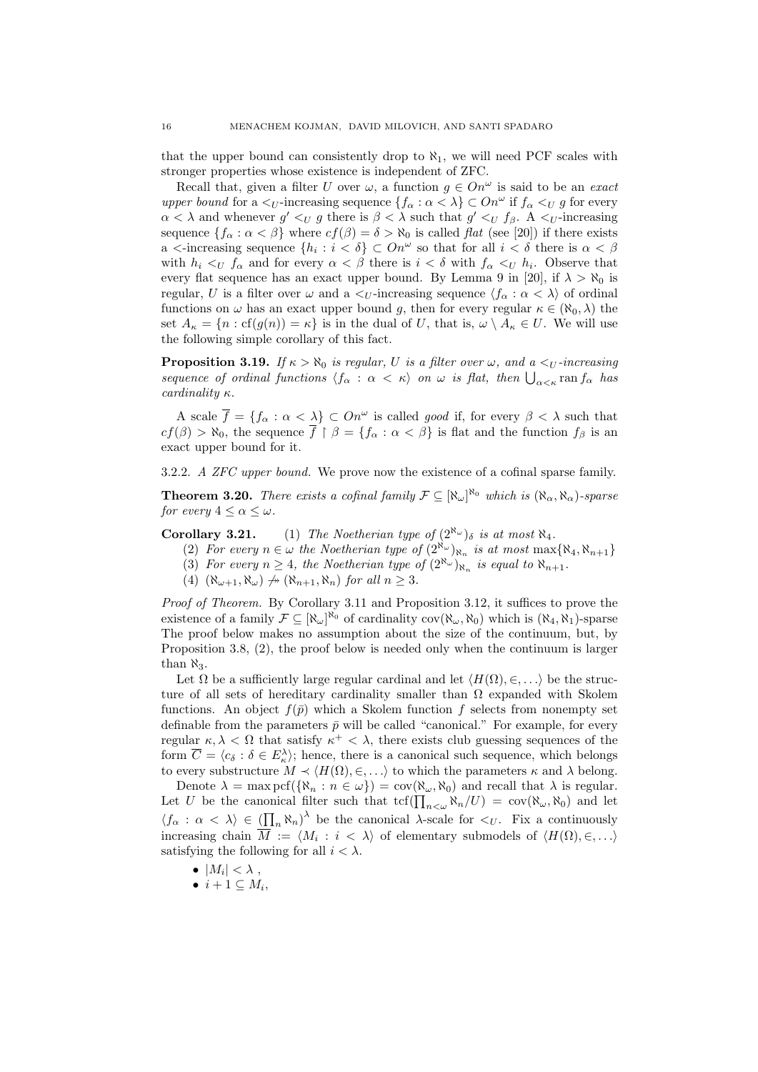that the upper bound can consistently drop to $\aleph_1$, we will need PCF scales with stronger properties whose existence is independent of ZFC.

Recall that, given a filter $U$ over $\omega$, a function $g \in On^\omega$ is said to be an *exact upper bound* for a $<_U$-increasing sequence $\{f_\alpha : \alpha < \lambda\} \subset On^\omega$ if $f_\alpha <_U g$ for every $\alpha < \lambda$ and whenever $g' <_U g$ there is $\beta < \lambda$ such that $g' <_U f_\beta$. A $<_U$-increasing sequence $\{f_\alpha : \alpha < \beta\}$ where $cf(\beta) = \delta > \aleph_0$ is called *flat* (see [20]) if there exists a $<$-increasing sequence $\{h_i : i < \delta\} \subset On^\omega$ so that for all $i < \delta$ there is $\alpha < \beta$ with $h_i <_U f_\alpha$ and for every $\alpha < \beta$ there is $i < \delta$ with $f_\alpha <_U h_i$. Observe that every flat sequence has an exact upper bound. By Lemma 9 in [20], if $\lambda > \aleph_0$ is regular, $U$ is a filter over $\omega$ and a $<_U$-increasing sequence $\langle f_\alpha : \alpha < \lambda\rangle$ of ordinal functions on $\omega$ has an exact upper bound $g$, then for every regular $\kappa \in (\aleph_0, \lambda)$ the set $A_\kappa = \{n : \mathrm{cf}(g(n)) = \kappa\}$ is in the dual of $U$, that is, $\omega \setminus A_\kappa \in U$. We will use the following simple corollary of this fact.

**Proposition 3.19.** *If $\kappa > \aleph_0$ is regular, $U$ is a filter over $\omega$, and a $<_U$-increasing sequence of ordinal functions $\langle f_\alpha : \alpha < \kappa\rangle$ on $\omega$ is flat, then $\bigcup_{\alpha<\kappa} \operatorname{ran} f_\alpha$ has cardinality $\kappa$.*

A scale $\overline{f} = \{f_\alpha : \alpha < \lambda\} \subset On^\omega$ is called *good* if, for every $\beta < \lambda$ such that $cf(\beta) > \aleph_0$, the sequence $\overline{f} \restriction \beta = \{f_\alpha : \alpha < \beta\}$ is flat and the function $f_\beta$ is an exact upper bound for it.

3.2.2. *A ZFC upper bound.* We prove now the existence of a cofinal sparse family.

**Theorem 3.20.** *There exists a cofinal family $\mathcal{F} \subseteq [\aleph_\omega]^{\aleph_0}$ which is $(\aleph_\alpha, \aleph_\alpha)$-sparse for every $4 \le \alpha \le \omega$.*

**Corollary 3.21.**
1. *The Noetherian type of $(2^{\aleph_\omega})_\delta$ is at most $\aleph_4$.*
2. *For every $n \in \omega$ the Noetherian type of $(2^{\aleph_\omega})_{\aleph_n}$ is at most $\max\{\aleph_4, \aleph_{n+1}\}$*
3. *For every $n \ge 4$, the Noetherian type of $(2^{\aleph_\omega})_{\aleph_n}$ is equal to $\aleph_{n+1}$.*
4. *$(\aleph_{\omega+1}, \aleph_\omega) \not\twoheadrightarrow (\aleph_{n+1}, \aleph_n)$ for all $n \ge 3$.*

*Proof of Theorem.* By Corollary 3.11 and Proposition 3.12, it suffices to prove the existence of a family $\mathcal{F} \subseteq [\aleph_\omega]^{\aleph_0}$ of cardinality $\mathrm{cov}(\aleph_\omega, \aleph_0)$ which is $(\aleph_4, \aleph_1)$-sparse The proof below makes no assumption about the size of the continuum, but, by Proposition 3.8, (2), the proof below is needed only when the continuum is larger than $\aleph_3$.

Let $\Omega$ be a sufficiently large regular cardinal and let $\langle H(\Omega), \in, \ldots\rangle$ be the structure of all sets of hereditary cardinality smaller than $\Omega$ expanded with Skolem functions. An object $f(\bar{p})$ which a Skolem function $f$ selects from nonempty set definable from the parameters $\bar{p}$ will be called "canonical." For example, for every regular $\kappa, \lambda < \Omega$ that satisfy $\kappa^+ < \lambda$, there exists club guessing sequences of the form $\overline{C} = \langle c_\delta : \delta \in E^\lambda_\kappa\rangle$; hence, there is a canonical such sequence, which belongs to every substructure $M \prec \langle H(\Omega), \in, \ldots\rangle$ to which the parameters $\kappa$ and $\lambda$ belong.

Denote $\lambda = \max \mathrm{pcf}(\{\aleph_n : n \in \omega\}) = \mathrm{cov}(\aleph_\omega, \aleph_0)$ and recall that $\lambda$ is regular. Let $U$ be the canonical filter such that $\mathrm{tcf}(\prod_{n<\omega} \aleph_n/U) = \mathrm{cov}(\aleph_\omega, \aleph_0)$ and let $\langle f_\alpha : \alpha < \lambda\rangle \in (\prod_n \aleph_n)^\lambda$ be the canonical $\lambda$-scale for $<_U$. Fix a continuously increasing chain $\overline{M} := \langle M_i : i < \lambda\rangle$ of elementary submodels of $\langle H(\Omega), \in, \ldots\rangle$ satisfying the following for all $i < \lambda$.

- $|M_i| < \lambda$ ,
- $i + 1 \subseteq M_i$,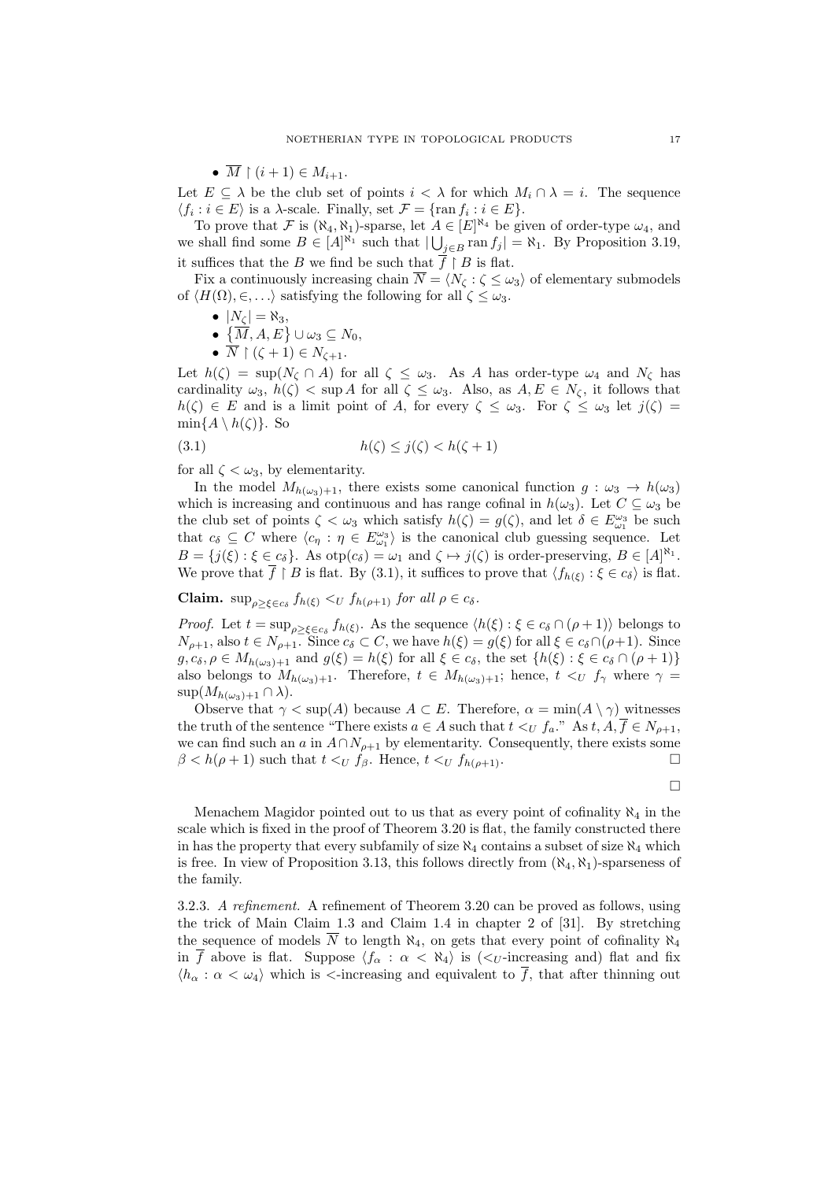- $\overline{M} \restriction (i+1) \in M_{i+1}$.

Let $E \subseteq \lambda$ be the club set of points $i < \lambda$ for which $M_i \cap \lambda = i$. The sequence $\langle f_i : i \in E \rangle$ is a $\lambda$-scale. Finally, set $\mathcal{F} = \{\operatorname{ran} f_i : i \in E\}$.

To prove that $\mathcal{F}$ is $(\aleph_4, \aleph_1)$-sparse, let $A \in [E]^{\aleph_4}$ be given of order-type $\omega_4$, and we shall find some $B \in [A]^{\aleph_1}$ such that $|\bigcup_{j \in B} \operatorname{ran} f_j| = \aleph_1$. By Proposition 3.19, it suffices that the $B$ we find be such that $\overline{f} \restriction B$ is flat.

Fix a continuously increasing chain $\overline{N} = \langle N_\zeta : \zeta \leq \omega_3 \rangle$ of elementary submodels of $\langle H(\Omega), \in, \ldots \rangle$ satisfying the following for all $\zeta \leq \omega_3$.

- $|N_\zeta| = \aleph_3$,
- $\{\overline{M}, A, E\} \cup \omega_3 \subseteq N_0$,
- $\overline{N} \restriction (\zeta + 1) \in N_{\zeta+1}$.

Let $h(\zeta) = \sup(N_\zeta \cap A)$ for all $\zeta \leq \omega_3$. As $A$ has order-type $\omega_4$ and $N_\zeta$ has cardinality $\omega_3$, $h(\zeta) < \sup A$ for all $\zeta \leq \omega_3$. Also, as $A, E \in N_\zeta$, it follows that $h(\zeta) \in E$ and is a limit point of $A$, for every $\zeta \leq \omega_3$. For $\zeta \leq \omega_3$ let $j(\zeta) = \min\{A \setminus h(\zeta)\}$. So

$$h(\zeta) \leq j(\zeta) < h(\zeta+1) \tag{3.1}$$

for all $\zeta < \omega_3$, by elementarity.

In the model $M_{h(\omega_3)+1}$, there exists some canonical function $g : \omega_3 \to h(\omega_3)$ which is increasing and continuous and has range cofinal in $h(\omega_3)$. Let $C \subseteq \omega_3$ be the club set of points $\zeta < \omega_3$ which satisfy $h(\zeta) = g(\zeta)$, and let $\delta \in E^{\omega_3}_{\omega_1}$ be such that $c_\delta \subseteq C$ where $\langle c_\eta : \eta \in E^{\omega_3}_{\omega_1} \rangle$ is the canonical club guessing sequence. Let $B = \{j(\xi) : \xi \in c_\delta\}$. As $\operatorname{otp}(c_\delta) = \omega_1$ and $\zeta \mapsto j(\zeta)$ is order-preserving, $B \in [A]^{\aleph_1}$. We prove that $\overline{f} \restriction B$ is flat. By (3.1), it suffices to prove that $\langle f_{h(\xi)} : \xi \in c_\delta \rangle$ is flat.

**Claim.** $\sup_{\rho \geq \xi \in c_\delta} f_{h(\xi)} <_U f_{h(\rho+1)}$ *for all* $\rho \in c_\delta$.

*Proof.* Let $t = \sup_{\rho \geq \xi \in c_\delta} f_{h(\xi)}$. As the sequence $\langle h(\xi) : \xi \in c_\delta \cap (\rho+1) \rangle$ belongs to $N_{\rho+1}$, also $t \in N_{\rho+1}$. Since $c_\delta \subset C$, we have $h(\xi) = g(\xi)$ for all $\xi \in c_\delta \cap (\rho+1)$. Since $g, c_\delta, \rho \in M_{h(\omega_3)+1}$ and $g(\xi) = h(\xi)$ for all $\xi \in c_\delta$, the set $\{h(\xi) : \xi \in c_\delta \cap (\rho+1)\}$ also belongs to $M_{h(\omega_3)+1}$. Therefore, $t \in M_{h(\omega_3)+1}$; hence, $t <_U f_\gamma$ where $\gamma = \sup(M_{h(\omega_3)+1} \cap \lambda)$.

Observe that $\gamma < \sup(A)$ because $A \subset E$. Therefore, $\alpha = \min(A \setminus \gamma)$ witnesses the truth of the sentence "There exists $a \in A$ such that $t <_U f_a$." As $t, A, \overline{f} \in N_{\rho+1}$, we can find such an $a$ in $A \cap N_{\rho+1}$ by elementarity. Consequently, there exists some $\beta < h(\rho+1)$ such that $t <_U f_\beta$. Hence, $t <_U f_{h(\rho+1)}$. $\square$

$\square$

Menachem Magidor pointed out to us that as every point of cofinality $\aleph_4$ in the scale which is fixed in the proof of Theorem 3.20 is flat, the family constructed there in has the property that every subfamily of size $\aleph_4$ contains a subset of size $\aleph_4$ which is free. In view of Proposition 3.13, this follows directly from $(\aleph_4, \aleph_1)$-sparseness of the family.

3.2.3. *A refinement.* A refinement of Theorem 3.20 can be proved as follows, using the trick of Main Claim 1.3 and Claim 1.4 in chapter 2 of [31]. By stretching the sequence of models $\overline{N}$ to length $\aleph_4$, on gets that every point of cofinality $\aleph_4$ in $\overline{f}$ above is flat. Suppose $\langle f_\alpha : \alpha < \aleph_4 \rangle$ is ($<_U$-increasing and) flat and fix $\langle h_\alpha : \alpha < \omega_4 \rangle$ which is $<$-increasing and equivalent to $\overline{f}$, that after thinning out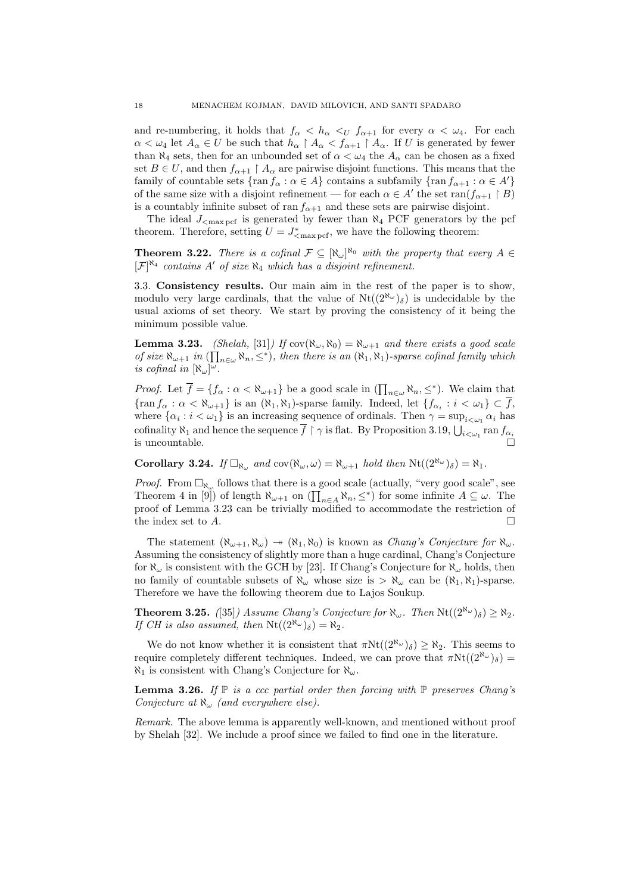and re-numbering, it holds that $f_\alpha < h_\alpha <_U f_{\alpha+1}$ for every $\alpha < \omega_4$. For each $\alpha < \omega_4$ let $A_\alpha \in U$ be such that $h_\alpha \restriction A_\alpha < f_{\alpha+1} \restriction A_\alpha$. If $U$ is generated by fewer than $\aleph_4$ sets, then for an unbounded set of $\alpha < \omega_4$ the $A_\alpha$ can be chosen as a fixed set $B \in U$, and then $f_{\alpha+1} \restriction A_\alpha$ are pairwise disjoint functions. This means that the family of countable sets $\{\operatorname{ran} f_\alpha : \alpha \in A\}$ contains a subfamily $\{\operatorname{ran} f_{\alpha+1} : \alpha \in A'\}$ of the same size with a disjoint refinement — for each $\alpha \in A'$ the set $\operatorname{ran}(f_{\alpha+1} \restriction B)$ is a countably infinite subset of $\operatorname{ran} f_{\alpha+1}$ and these sets are pairwise disjoint.

The ideal $J_{<\max \mathrm{pcf}}$ is generated by fewer than $\aleph_4$ PCF generators by the pcf theorem. Therefore, setting $U = J^*_{<\max \mathrm{pcf}}$, we have the following theorem:

**Theorem 3.22.** *There is a cofinal $\mathcal{F} \subseteq [\aleph_\omega]^{\aleph_0}$ with the property that every $A \in [\mathcal{F}]^{\aleph_4}$ contains $A'$ of size $\aleph_4$ which has a disjoint refinement.*

### 3.3. Consistency results.

Our main aim in the rest of the paper is to show, modulo very large cardinals, that the value of $\mathrm{Nt}((2^{\aleph_\omega})_\delta)$ is undecidable by the usual axioms of set theory. We start by proving the consistency of it being the minimum possible value.

**Lemma 3.23.** *(Shelah, [31]) If $\mathrm{cov}(\aleph_\omega, \aleph_0) = \aleph_{\omega+1}$ and there exists a good scale of size $\aleph_{\omega+1}$ in $(\prod_{n\in\omega} \aleph_n, \leq^*)$, then there is an $(\aleph_1, \aleph_1)$-sparse cofinal family which is cofinal in $[\aleph_\omega]^\omega$.*

*Proof.* Let $\overline{f} = \{f_\alpha : \alpha < \aleph_{\omega+1}\}$ be a good scale in $(\prod_{n\in\omega} \aleph_n, \leq^*)$. We claim that $\{\operatorname{ran} f_\alpha : \alpha < \aleph_{\omega+1}\}$ is an $(\aleph_1, \aleph_1)$-sparse family. Indeed, let $\{f_{\alpha_i} : i < \omega_1\} \subset \overline{f}$, where $\{\alpha_i : i < \omega_1\}$ is an increasing sequence of ordinals. Then $\gamma = \sup_{i<\omega_1} \alpha_i$ has cofinality $\aleph_1$ and hence the sequence $\overline{f} \restriction \gamma$ is flat. By Proposition 3.19, $\bigcup_{i<\omega_1} \operatorname{ran} f_{\alpha_i}$ is uncountable. $\square$

**Corollary 3.24.** *If $\square_{\aleph_\omega}$ and $\mathrm{cov}(\aleph_\omega, \omega) = \aleph_{\omega+1}$ hold then $\mathrm{Nt}((2^{\aleph_\omega})_\delta) = \aleph_1$.*

*Proof.* From $\square_{\aleph_\omega}$ follows that there is a good scale (actually, "very good scale", see Theorem 4 in [9]) of length $\aleph_{\omega+1}$ on $(\prod_{n\in A} \aleph_n, \leq^*)$ for some infinite $A \subseteq \omega$. The proof of Lemma 3.23 can be trivially modified to accommodate the restriction of the index set to $A$. $\square$

The statement $(\aleph_{\omega+1}, \aleph_\omega) \twoheadrightarrow (\aleph_1, \aleph_0)$ is known as *Chang's Conjecture for* $\aleph_\omega$. Assuming the consistency of slightly more than a huge cardinal, Chang's Conjecture for $\aleph_\omega$ is consistent with the GCH by [23]. If Chang's Conjecture for $\aleph_\omega$ holds, then no family of countable subsets of $\aleph_\omega$ whose size is $> \aleph_\omega$ can be $(\aleph_1, \aleph_1)$-sparse. Therefore we have the following theorem due to Lajos Soukup.

**Theorem 3.25.** *([35]) Assume Chang's Conjecture for $\aleph_\omega$. Then $\mathrm{Nt}((2^{\aleph_\omega})_\delta) \geq \aleph_2$. If CH is also assumed, then $\mathrm{Nt}((2^{\aleph_\omega})_\delta) = \aleph_2$.*

We do not know whether it is consistent that $\pi\mathrm{Nt}((2^{\aleph_\omega})_\delta) \geq \aleph_2$. This seems to require completely different techniques. Indeed, we can prove that $\pi\mathrm{Nt}((2^{\aleph_\omega})_\delta) = \aleph_1$ is consistent with Chang's Conjecture for $\aleph_\omega$.

**Lemma 3.26.** *If $\mathbb{P}$ is a ccc partial order then forcing with $\mathbb{P}$ preserves Chang's Conjecture at $\aleph_\omega$ (and everywhere else).*

*Remark.* The above lemma is apparently well-known, and mentioned without proof by Shelah [32]. We include a proof since we failed to find one in the literature.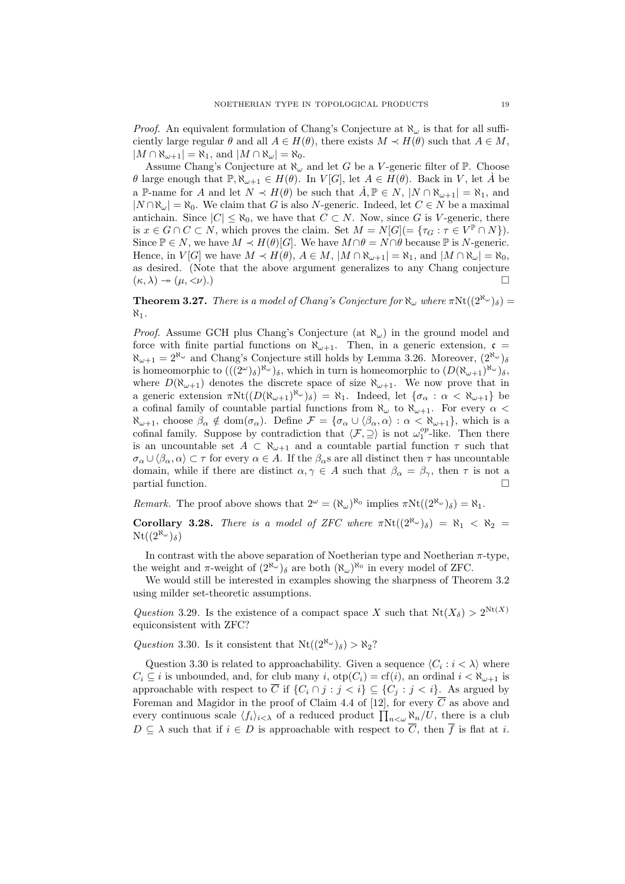*Proof.* An equivalent formulation of Chang's Conjecture at $\aleph_\omega$ is that for all sufficiently large regular $\theta$ and all $A \in H(\theta)$, there exists $M \prec H(\theta)$ such that $A \in M$, $|M \cap \aleph_{\omega+1}| = \aleph_1$, and $|M \cap \aleph_\omega| = \aleph_0$.

Assume Chang's Conjecture at $\aleph_\omega$ and let $G$ be a $V$-generic filter of $\mathbb{P}$. Choose $\theta$ large enough that $\mathbb{P}, \aleph_{\omega+1} \in H(\theta)$. In $V[G]$, let $A \in H(\theta)$. Back in $V$, let $\dot{A}$ be a $\mathbb{P}$-name for $A$ and let $N \prec H(\theta)$ be such that $\dot{A}, \mathbb{P} \in N$, $|N \cap \aleph_{\omega+1}| = \aleph_1$, and $|N \cap \aleph_\omega| = \aleph_0$. We claim that $G$ is also $N$-generic. Indeed, let $C \in N$ be a maximal antichain. Since $|C| \leq \aleph_0$, we have that $C \subset N$. Now, since $G$ is $V$-generic, there is $x \in G \cap C \subset N$, which proves the claim. Set $M = N[G] (= \{\tau_G : \tau \in V^{\mathbb{P}} \cap N\})$. Since $\mathbb{P} \in N$, we have $M \prec H(\theta)[G]$. We have $M \cap \theta = N \cap \theta$ because $\mathbb{P}$ is $N$-generic. Hence, in $V[G]$ we have $M \prec H(\theta)$, $A \in M$, $|M \cap \aleph_{\omega+1}| = \aleph_1$, and $|M \cap \aleph_\omega| = \aleph_0$, as desired. (Note that the above argument generalizes to any Chang conjecture $(\kappa, \lambda) \twoheadrightarrow (\mu, {<}\nu)$.) $\square$

**Theorem 3.27.** *There is a model of Chang's Conjecture for $\aleph_\omega$ where $\pi\mathrm{Nt}((2^{\aleph_\omega})_\delta) = \aleph_1$.*

*Proof.* Assume GCH plus Chang's Conjecture (at $\aleph_\omega$) in the ground model and force with finite partial functions on $\aleph_{\omega+1}$. Then, in a generic extension, $\mathfrak{c} = \aleph_{\omega+1} = 2^{\aleph_\omega}$ and Chang's Conjecture still holds by Lemma 3.26. Moreover, $(2^{\aleph_\omega})_\delta$ is homeomorphic to $(((2^\omega)_\delta)^{\aleph_\omega})_\delta$, which in turn is homeomorphic to $(D(\aleph_{\omega+1})^{\aleph_\omega})_\delta$, where $D(\aleph_{\omega+1})$ denotes the discrete space of size $\aleph_{\omega+1}$. We now prove that in a generic extension $\pi\mathrm{Nt}((D(\aleph_{\omega+1})^{\aleph_\omega})_\delta) = \aleph_1$. Indeed, let $\{\sigma_\alpha : \alpha < \aleph_{\omega+1}\}$ be a cofinal family of countable partial functions from $\aleph_\omega$ to $\aleph_{\omega+1}$. For every $\alpha < \aleph_{\omega+1}$, choose $\beta_\alpha \notin \mathrm{dom}(\sigma_\alpha)$. Define $\mathcal{F} = \{\sigma_\alpha \cup \langle \beta_\alpha, \alpha\rangle : \alpha < \aleph_{\omega+1}\}$, which is a cofinal family. Suppose by contradiction that $\langle \mathcal{F}, \supseteq\rangle$ is not $\omega_1^{op}$-like. Then there is an uncountable set $A \subset \aleph_{\omega+1}$ and a countable partial function $\tau$ such that $\sigma_\alpha \cup \langle \beta_\alpha, \alpha\rangle \subset \tau$ for every $\alpha \in A$. If the $\beta_\alpha$s are all distinct then $\tau$ has uncountable domain, while if there are distinct $\alpha, \gamma \in A$ such that $\beta_\alpha = \beta_\gamma$, then $\tau$ is not a partial function. $\square$

*Remark.* The proof above shows that $2^\omega = (\aleph_\omega)^{\aleph_0}$ implies $\pi\mathrm{Nt}((2^{\aleph_\omega})_\delta) = \aleph_1$.

**Corollary 3.28.** *There is a model of ZFC where $\pi\mathrm{Nt}((2^{\aleph_\omega})_\delta) = \aleph_1 < \aleph_2 = \mathrm{Nt}((2^{\aleph_\omega})_\delta)$*

In contrast with the above separation of Noetherian type and Noetherian $\pi$-type, the weight and $\pi$-weight of $(2^{\aleph_\omega})_\delta$ are both $(\aleph_\omega)^{\aleph_0}$ in every model of ZFC.

We would still be interested in examples showing the sharpness of Theorem 3.2 using milder set-theoretic assumptions.

*Question* 3.29. Is the existence of a compact space $X$ such that $\mathrm{Nt}(X_\delta) > 2^{\mathrm{Nt}(X)}$ equiconsistent with ZFC?

*Question* 3.30. Is it consistent that $\mathrm{Nt}((2^{\aleph_\omega})_\delta) > \aleph_2$?

Question 3.30 is related to approachability. Given a sequence $\langle C_i : i < \lambda\rangle$ where $C_i \subseteq i$ is unbounded, and, for club many $i$, $\mathrm{otp}(C_i) = \mathrm{cf}(i)$, an ordinal $i < \aleph_{\omega+1}$ is approachable with respect to $\overline{C}$ if $\{C_i \cap j : j < i\} \subseteq \{C_j : j < i\}$. As argued by Foreman and Magidor in the proof of Claim 4.4 of [12], for every $\overline{C}$ as above and every continuous scale $\langle f_i\rangle_{i<\lambda}$ of a reduced product $\prod_{n<\omega} \aleph_n/U$, there is a club $D \subseteq \lambda$ such that if $i \in D$ is approachable with respect to $\overline{C}$, then $\overline{f}$ is flat at $i$.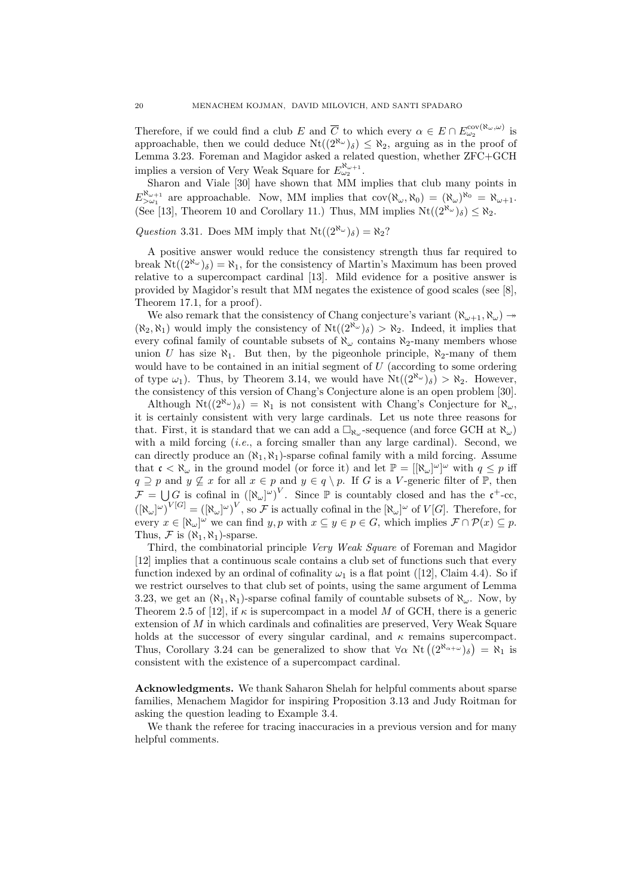Therefore, if we could find a club $E$ and $\overline{C}$ to which every $\alpha \in E \cap E^{\mathrm{cov}(\aleph_\omega,\omega)}_{\omega_2}$ is approachable, then we could deduce $\mathrm{Nt}((2^{\aleph_\omega})_\delta) \leq \aleph_2$, arguing as in the proof of Lemma 3.23. Foreman and Magidor asked a related question, whether ZFC+GCH implies a version of Very Weak Square for $E^{\aleph_{\omega+1}}_{\omega_2}$.

Sharon and Viale [30] have shown that MM implies that club many points in $E^{\aleph_{\omega+1}}_{>\omega_1}$ are approachable. Now, MM implies that $\mathrm{cov}(\aleph_\omega, \aleph_0) = (\aleph_\omega)^{\aleph_0} = \aleph_{\omega+1}$. (See [13], Theorem 10 and Corollary 11.) Thus, MM implies $\mathrm{Nt}((2^{\aleph_\omega})_\delta) \leq \aleph_2$.

*Question* 3.31. Does MM imply that $\mathrm{Nt}((2^{\aleph_\omega})_\delta) = \aleph_2$?

A positive answer would reduce the consistency strength thus far required to break $\mathrm{Nt}((2^{\aleph_\omega})_\delta) = \aleph_1$, for the consistency of Martin's Maximum has been proved relative to a supercompact cardinal [13]. Mild evidence for a positive answer is provided by Magidor's result that MM negates the existence of good scales (see [8], Theorem 17.1, for a proof).

We also remark that the consistency of Chang conjecture's variant $(\aleph_{\omega+1}, \aleph_\omega) \twoheadrightarrow (\aleph_2, \aleph_1)$ would imply the consistency of $\mathrm{Nt}((2^{\aleph_\omega})_\delta) > \aleph_2$. Indeed, it implies that every cofinal family of countable subsets of $\aleph_\omega$ contains $\aleph_2$-many members whose union $U$ has size $\aleph_1$. But then, by the pigeonhole principle, $\aleph_2$-many of them would have to be contained in an initial segment of $U$ (according to some ordering of type $\omega_1$). Thus, by Theorem 3.14, we would have $\mathrm{Nt}((2^{\aleph_\omega})_\delta) > \aleph_2$. However, the consistency of this version of Chang's Conjecture alone is an open problem [30].

Although $\mathrm{Nt}((2^{\aleph_\omega})_\delta) = \aleph_1$ is not consistent with Chang's Conjecture for $\aleph_\omega$, it is certainly consistent with very large cardinals. Let us note three reasons for that. First, it is standard that we can add a $\square_{\aleph_\omega}$-sequence (and force GCH at $\aleph_\omega$) with a mild forcing (*i.e.*, a forcing smaller than any large cardinal). Second, we can directly produce an $(\aleph_1, \aleph_1)$-sparse cofinal family with a mild forcing. Assume that $\mathfrak{c} < \aleph_\omega$ in the ground model (or force it) and let $\mathbb{P} = [[\aleph_\omega]^\omega]^\omega$ with $q \leq p$ iff $q \supseteq p$ and $y \not\subseteq x$ for all $x \in p$ and $y \in q \setminus p$. If $G$ is a $V$-generic filter of $\mathbb{P}$, then $\mathcal{F} = \bigcup G$ is cofinal in $([\aleph_\omega]^\omega)^V$. Since $\mathbb{P}$ is countably closed and has the $\mathfrak{c}^+$-cc, $([\aleph_\omega]^\omega)^{V[G]} = ([\aleph_\omega]^\omega)^V$, so $\mathcal{F}$ is actually cofinal in the $[\aleph_\omega]^\omega$ of $V[G]$. Therefore, for every $x \in [\aleph_\omega]^\omega$ we can find $y, p$ with $x \subseteq y \in p \in G$, which implies $\mathcal{F} \cap \mathcal{P}(x) \subseteq p$. Thus, $\mathcal{F}$ is $(\aleph_1, \aleph_1)$-sparse.

Third, the combinatorial principle *Very Weak Square* of Foreman and Magidor [12] implies that a continuous scale contains a club set of functions such that every function indexed by an ordinal of cofinality $\omega_1$ is a flat point ([12], Claim 4.4). So if we restrict ourselves to that club set of points, using the same argument of Lemma 3.23, we get an $(\aleph_1, \aleph_1)$-sparse cofinal family of countable subsets of $\aleph_\omega$. Now, by Theorem 2.5 of [12], if $\kappa$ is supercompact in a model $M$ of GCH, there is a generic extension of $M$ in which cardinals and cofinalities are preserved, Very Weak Square holds at the successor of every singular cardinal, and $\kappa$ remains supercompact. Thus, Corollary 3.24 can be generalized to show that $\forall \alpha \ \mathrm{Nt}\left((2^{\aleph_{\alpha+\omega}})_\delta\right) = \aleph_1$ is consistent with the existence of a supercompact cardinal.

**Acknowledgments.** We thank Saharon Shelah for helpful comments about sparse families, Menachem Magidor for inspiring Proposition 3.13 and Judy Roitman for asking the question leading to Example 3.4.

We thank the referee for tracing inaccuracies in a previous version and for many helpful comments.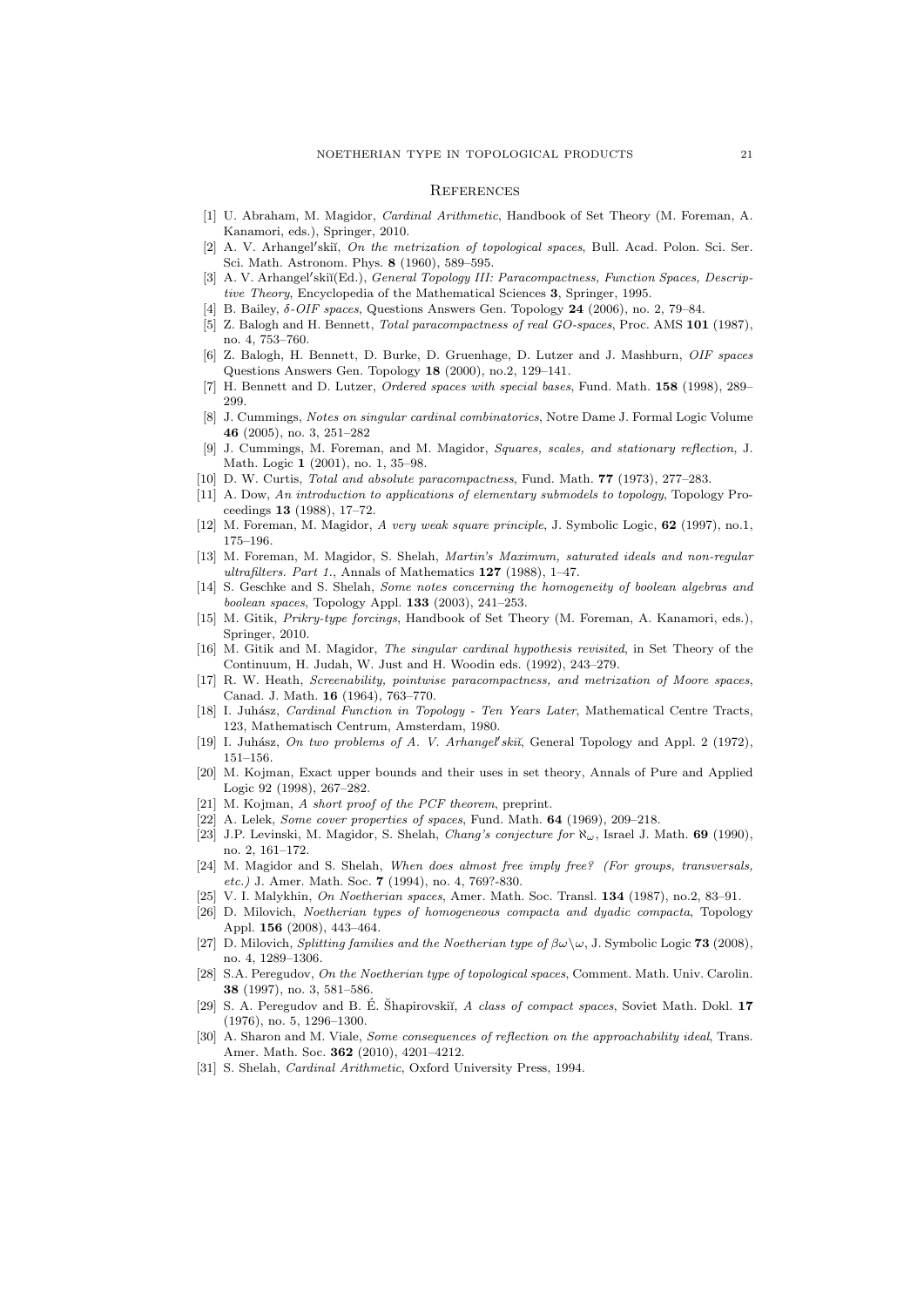# References

[1] U. Abraham, M. Magidor, *Cardinal Arithmetic*, Handbook of Set Theory (M. Foreman, A. Kanamori, eds.), Springer, 2010.

[2] A. V. Arhangel′skiĭ, *On the metrization of topological spaces*, Bull. Acad. Polon. Sci. Ser. Sci. Math. Astronom. Phys. **8** (1960), 589–595.

[3] A. V. Arhangel′skiĭ(Ed.), *General Topology III: Paracompactness, Function Spaces, Descriptive Theory*, Encyclopedia of the Mathematical Sciences **3**, Springer, 1995.

[4] B. Bailey, *$\delta$-OIF spaces*, Questions Answers Gen. Topology **24** (2006), no. 2, 79–84.

[5] Z. Balogh and H. Bennett, *Total paracompactness of real GO-spaces*, Proc. AMS **101** (1987), no. 4, 753–760.

[6] Z. Balogh, H. Bennett, D. Burke, D. Gruenhage, D. Lutzer and J. Mashburn, *OIF spaces* Questions Answers Gen. Topology **18** (2000), no.2, 129–141.

[7] H. Bennett and D. Lutzer, *Ordered spaces with special bases*, Fund. Math. **158** (1998), 289–299.

[8] J. Cummings, *Notes on singular cardinal combinatorics*, Notre Dame J. Formal Logic Volume **46** (2005), no. 3, 251–282

[9] J. Cummings, M. Foreman, and M. Magidor, *Squares, scales, and stationary reflection*, J. Math. Logic **1** (2001), no. 1, 35–98.

[10] D. W. Curtis, *Total and absolute paracompactness*, Fund. Math. **77** (1973), 277–283.

[11] A. Dow, *An introduction to applications of elementary submodels to topology*, Topology Proceedings **13** (1988), 17–72.

[12] M. Foreman, M. Magidor, *A very weak square principle*, J. Symbolic Logic, **62** (1997), no.1, 175–196.

[13] M. Foreman, M. Magidor, S. Shelah, *Martin's Maximum, saturated ideals and non-regular ultrafilters. Part 1.*, Annals of Mathematics **127** (1988), 1–47.

[14] S. Geschke and S. Shelah, *Some notes concerning the homogeneity of boolean algebras and boolean spaces*, Topology Appl. **133** (2003), 241–253.

[15] M. Gitik, *Prikry-type forcings*, Handbook of Set Theory (M. Foreman, A. Kanamori, eds.), Springer, 2010.

[16] M. Gitik and M. Magidor, *The singular cardinal hypothesis revisited*, in Set Theory of the Continuum, H. Judah, W. Just and H. Woodin eds. (1992), 243–279.

[17] R. W. Heath, *Screenability, pointwise paracompactness, and metrization of Moore spaces*, Canad. J. Math. **16** (1964), 763–770.

[18] I. Juhász, *Cardinal Function in Topology - Ten Years Later*, Mathematical Centre Tracts, 123, Mathematisch Centrum, Amsterdam, 1980.

[19] I. Juhász, *On two problems of A. V. Arhangel′skiĭ*, General Topology and Appl. 2 (1972), 151–156.

[20] M. Kojman, Exact upper bounds and their uses in set theory, Annals of Pure and Applied Logic 92 (1998), 267–282.

[21] M. Kojman, *A short proof of the PCF theorem*, preprint.

[22] A. Lelek, *Some cover properties of spaces*, Fund. Math. **64** (1969), 209–218.

[23] J.P. Levinski, M. Magidor, S. Shelah, *Chang's conjecture for $\aleph_\omega$*, Israel J. Math. **69** (1990), no. 2, 161–172.

[24] M. Magidor and S. Shelah, *When does almost free imply free? (For groups, transversals, etc.)* J. Amer. Math. Soc. **7** (1994), no. 4, 769?-830.

[25] V. I. Malykhin, *On Noetherian spaces*, Amer. Math. Soc. Transl. **134** (1987), no.2, 83–91.

[26] D. Milovich, *Noetherian types of homogeneous compacta and dyadic compacta*, Topology Appl. **156** (2008), 443–464.

[27] D. Milovich, *Splitting families and the Noetherian type of $\beta\omega\setminus\omega$*, J. Symbolic Logic **73** (2008), no. 4, 1289–1306.

[28] S.A. Peregudov, *On the Noetherian type of topological spaces*, Comment. Math. Univ. Carolin. **38** (1997), no. 3, 581–586.

[29] S. A. Peregudov and B. É. Šhapirovskiĭ, *A class of compact spaces*, Soviet Math. Dokl. **17** (1976), no. 5, 1296–1300.

[30] A. Sharon and M. Viale, *Some consequences of reflection on the approachability ideal*, Trans. Amer. Math. Soc. **362** (2010), 4201–4212.

[31] S. Shelah, *Cardinal Arithmetic*, Oxford University Press, 1994.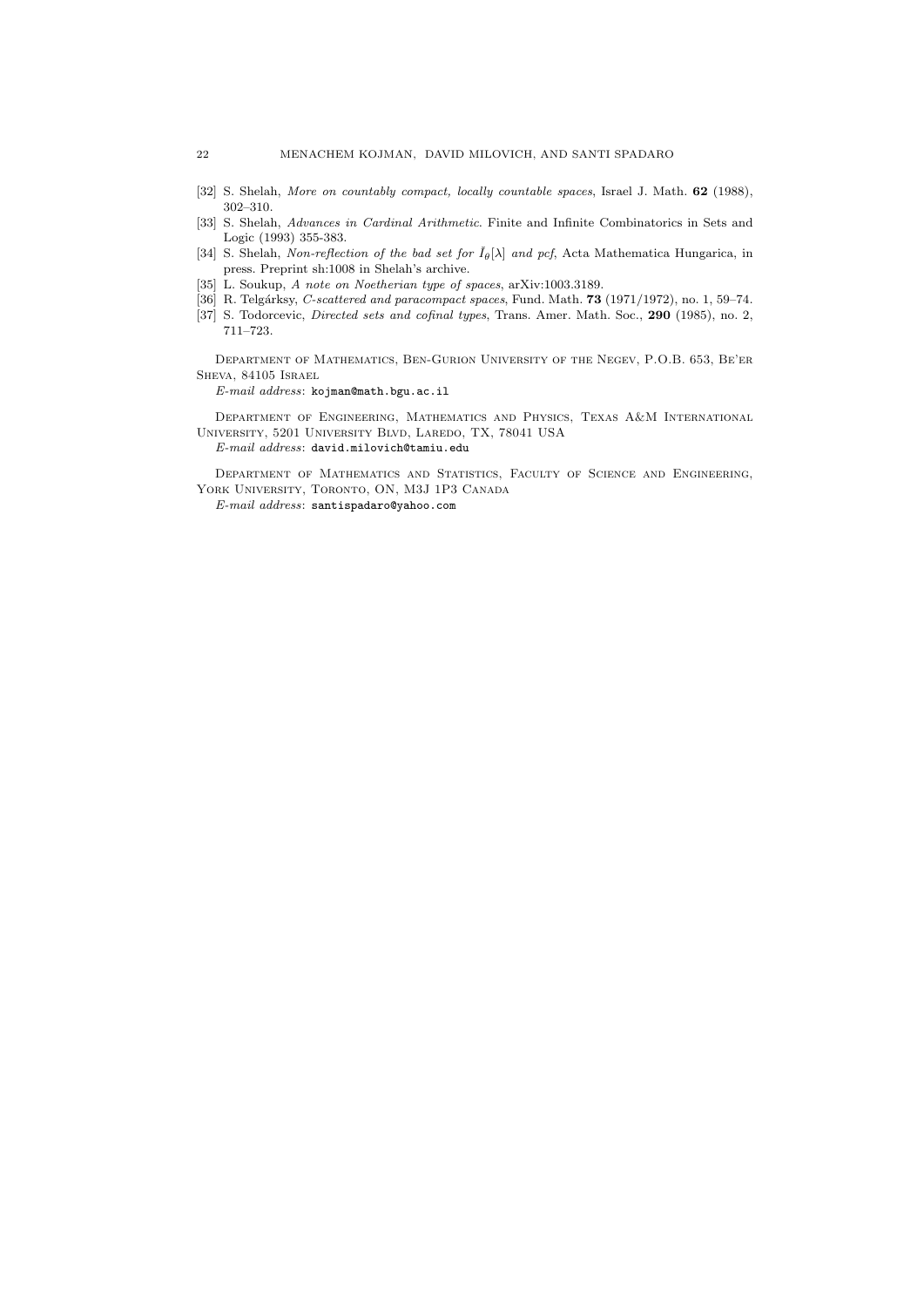- [32] S. Shelah, *More on countably compact, locally countable spaces*, Israel J. Math. **62** (1988), 302–310.
- [33] S. Shelah, *Advances in Cardinal Arithmetic*. Finite and Infinite Combinatorics in Sets and Logic (1993) 355-383.
- [34] S. Shelah, *Non-reflection of the bad set for $\check{I}_\theta[\lambda]$ and pcf*, Acta Mathematica Hungarica, in press. Preprint sh:1008 in Shelah's archive.
- [35] L. Soukup, *A note on Noetherian type of spaces*, arXiv:1003.3189.
- [36] R. Telgársky, *C-scattered and paracompact spaces*, Fund. Math. **73** (1971/1972), no. 1, 59–74.
- [37] S. Todorcevic, *Directed sets and cofinal types*, Trans. Amer. Math. Soc., **290** (1985), no. 2, 711–723.

Department of Mathematics, Ben-Gurion University of the Negev, P.O.B. 653, Be'er Sheva, 84105 Israel

*E-mail address*: `kojman@math.bgu.ac.il`

Department of Engineering, Mathematics and Physics, Texas A&M International University, 5201 University Blvd, Laredo, TX, 78041 USA

*E-mail address*: `david.milovich@tamiu.edu`

Department of Mathematics and Statistics, Faculty of Science and Engineering, York University, Toronto, ON, M3J 1P3 Canada

*E-mail address*: `santispadaro@yahoo.com`